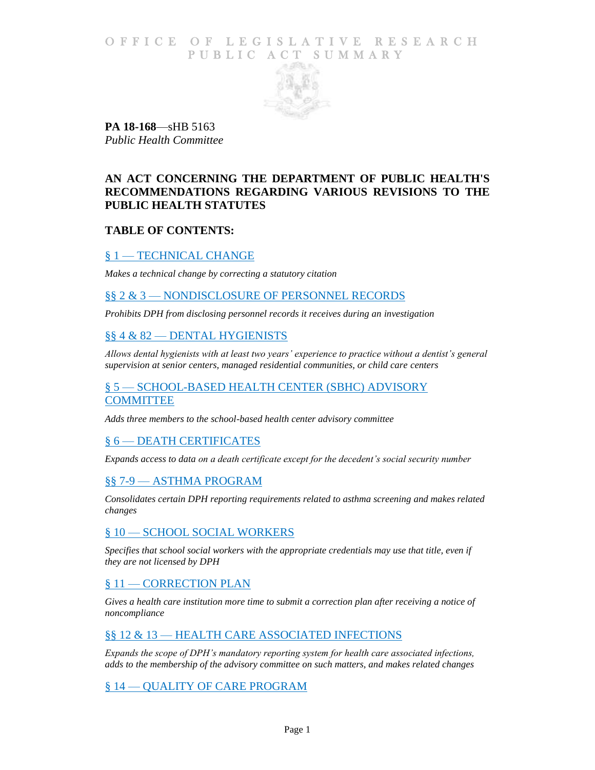OFFICE OF LEGISLATIVE RESEARCH
PUBLIC ACT SUMMARY

**PA 18-168**—sHB 5163
*Public Health Committee*

## AN ACT CONCERNING THE DEPARTMENT OF PUBLIC HEALTH'S RECOMMENDATIONS REGARDING VARIOUS REVISIONS TO THE PUBLIC HEALTH STATUTES

### TABLE OF CONTENTS:

§ 1 — TECHNICAL CHANGE

*Makes a technical change by correcting a statutory citation*

§§ 2 & 3 — NONDISCLOSURE OF PERSONNEL RECORDS

*Prohibits DPH from disclosing personnel records it receives during an investigation*

§§ 4 & 82 — DENTAL HYGIENISTS

*Allows dental hygienists with at least two years' experience to practice without a dentist's general supervision at senior centers, managed residential communities, or child care centers*

§ 5 — SCHOOL-BASED HEALTH CENTER (SBHC) ADVISORY COMMITTEE

*Adds three members to the school-based health center advisory committee*

§ 6 — DEATH CERTIFICATES

*Expands access to data on a death certificate except for the decedent's social security number*

§§ 7-9 — ASTHMA PROGRAM

*Consolidates certain DPH reporting requirements related to asthma screening and makes related changes*

§ 10 — SCHOOL SOCIAL WORKERS

*Specifies that school social workers with the appropriate credentials may use that title, even if they are not licensed by DPH*

§ 11 — CORRECTION PLAN

*Gives a health care institution more time to submit a correction plan after receiving a notice of noncompliance*

§§ 12 & 13 — HEALTH CARE ASSOCIATED INFECTIONS

*Expands the scope of DPH's mandatory reporting system for health care associated infections, adds to the membership of the advisory committee on such matters, and makes related changes*

§ 14 — QUALITY OF CARE PROGRAM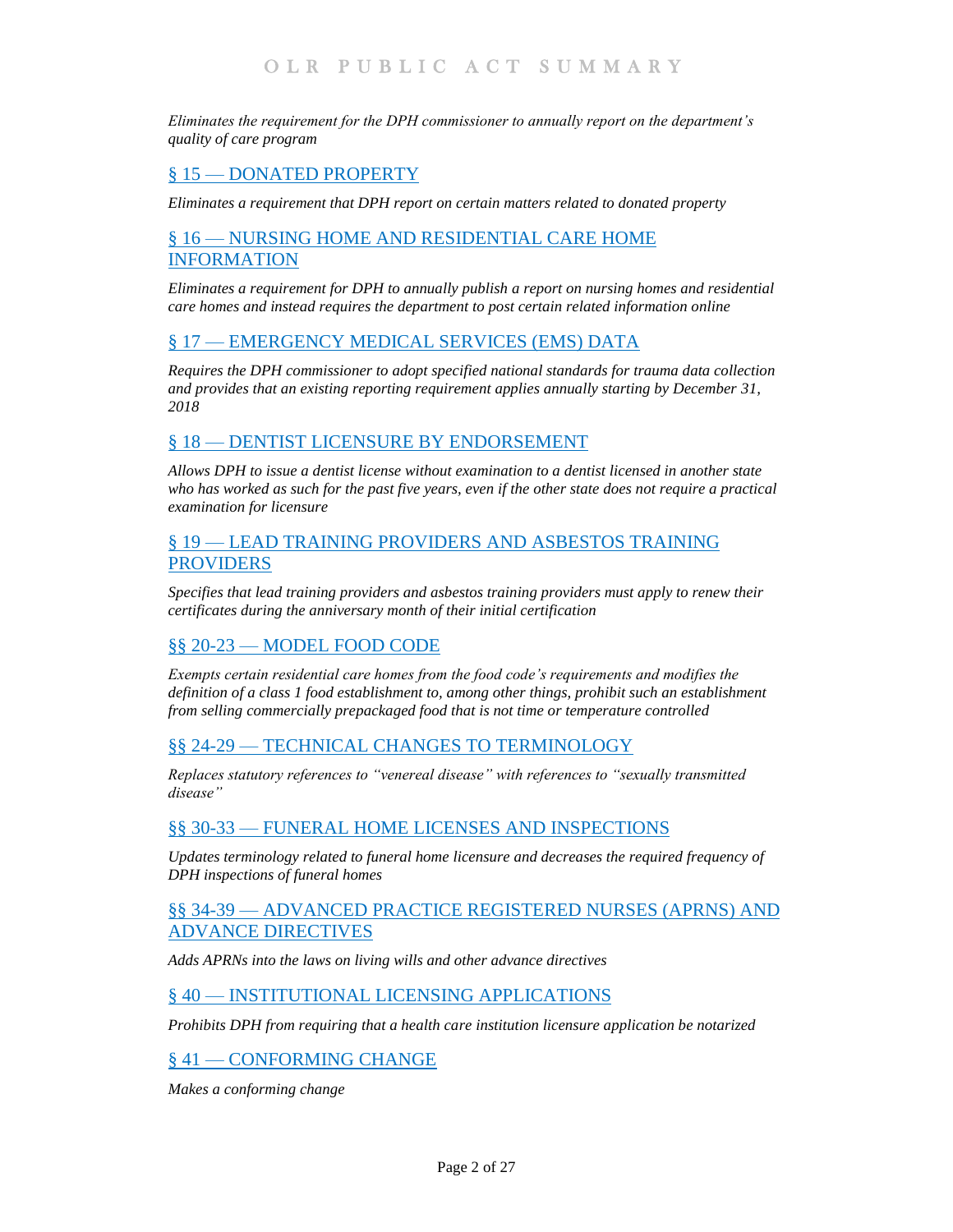*Eliminates the requirement for the DPH commissioner to annually report on the department's quality of care program*

## § 15 — DONATED PROPERTY

*Eliminates a requirement that DPH report on certain matters related to donated property*

## § 16 — NURSING HOME AND RESIDENTIAL CARE HOME INFORMATION

*Eliminates a requirement for DPH to annually publish a report on nursing homes and residential care homes and instead requires the department to post certain related information online*

## § 17 — EMERGENCY MEDICAL SERVICES (EMS) DATA

*Requires the DPH commissioner to adopt specified national standards for trauma data collection and provides that an existing reporting requirement applies annually starting by December 31, 2018*

## § 18 — DENTIST LICENSURE BY ENDORSEMENT

*Allows DPH to issue a dentist license without examination to a dentist licensed in another state who has worked as such for the past five years, even if the other state does not require a practical examination for licensure*

## § 19 — LEAD TRAINING PROVIDERS AND ASBESTOS TRAINING PROVIDERS

*Specifies that lead training providers and asbestos training providers must apply to renew their certificates during the anniversary month of their initial certification*

## §§ 20-23 — MODEL FOOD CODE

*Exempts certain residential care homes from the food code's requirements and modifies the definition of a class 1 food establishment to, among other things, prohibit such an establishment from selling commercially prepackaged food that is not time or temperature controlled*

## §§ 24-29 — TECHNICAL CHANGES TO TERMINOLOGY

*Replaces statutory references to "venereal disease" with references to "sexually transmitted disease"*

## §§ 30-33 — FUNERAL HOME LICENSES AND INSPECTIONS

*Updates terminology related to funeral home licensure and decreases the required frequency of DPH inspections of funeral homes*

## §§ 34-39 — ADVANCED PRACTICE REGISTERED NURSES (APRNS) AND ADVANCE DIRECTIVES

*Adds APRNs into the laws on living wills and other advance directives*

## § 40 — INSTITUTIONAL LICENSING APPLICATIONS

*Prohibits DPH from requiring that a health care institution licensure application be notarized*

## § 41 — CONFORMING CHANGE

*Makes a conforming change*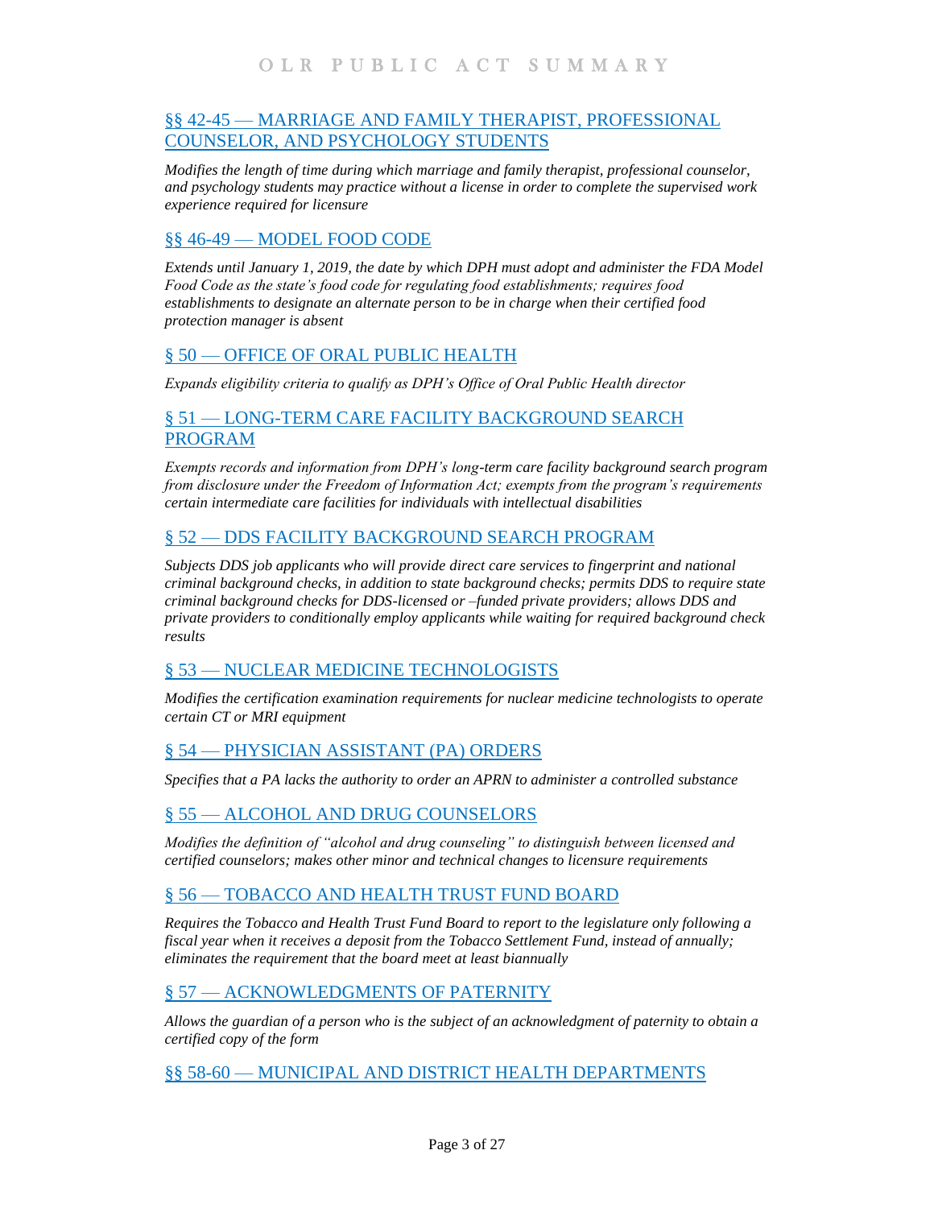## §§ 42-45 — MARRIAGE AND FAMILY THERAPIST, PROFESSIONAL COUNSELOR, AND PSYCHOLOGY STUDENTS

*Modifies the length of time during which marriage and family therapist, professional counselor, and psychology students may practice without a license in order to complete the supervised work experience required for licensure*

## §§ 46-49 — MODEL FOOD CODE

*Extends until January 1, 2019, the date by which DPH must adopt and administer the FDA Model Food Code as the state's food code for regulating food establishments; requires food establishments to designate an alternate person to be in charge when their certified food protection manager is absent*

## § 50 — OFFICE OF ORAL PUBLIC HEALTH

*Expands eligibility criteria to qualify as DPH's Office of Oral Public Health director*

## § 51 — LONG-TERM CARE FACILITY BACKGROUND SEARCH PROGRAM

*Exempts records and information from DPH's long-term care facility background search program from disclosure under the Freedom of Information Act; exempts from the program's requirements certain intermediate care facilities for individuals with intellectual disabilities*

## § 52 — DDS FACILITY BACKGROUND SEARCH PROGRAM

*Subjects DDS job applicants who will provide direct care services to fingerprint and national criminal background checks, in addition to state background checks; permits DDS to require state criminal background checks for DDS-licensed or –funded private providers; allows DDS and private providers to conditionally employ applicants while waiting for required background check results*

## § 53 — NUCLEAR MEDICINE TECHNOLOGISTS

*Modifies the certification examination requirements for nuclear medicine technologists to operate certain CT or MRI equipment*

## § 54 — PHYSICIAN ASSISTANT (PA) ORDERS

*Specifies that a PA lacks the authority to order an APRN to administer a controlled substance*

## § 55 — ALCOHOL AND DRUG COUNSELORS

*Modifies the definition of "alcohol and drug counseling" to distinguish between licensed and certified counselors; makes other minor and technical changes to licensure requirements*

## § 56 — TOBACCO AND HEALTH TRUST FUND BOARD

*Requires the Tobacco and Health Trust Fund Board to report to the legislature only following a fiscal year when it receives a deposit from the Tobacco Settlement Fund, instead of annually; eliminates the requirement that the board meet at least biannually*

## § 57 — ACKNOWLEDGMENTS OF PATERNITY

*Allows the guardian of a person who is the subject of an acknowledgment of paternity to obtain a certified copy of the form*

## §§ 58-60 — MUNICIPAL AND DISTRICT HEALTH DEPARTMENTS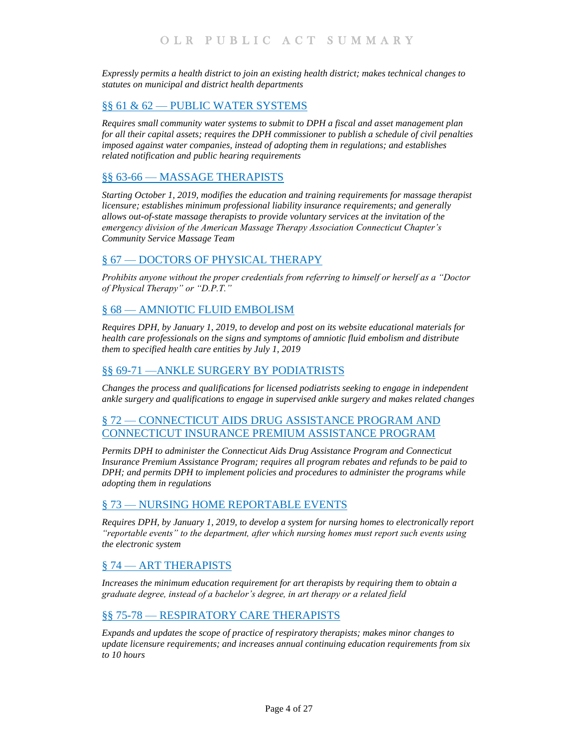*Expressly permits a health district to join an existing health district; makes technical changes to statutes on municipal and district health departments*

## §§ 61 & 62 — PUBLIC WATER SYSTEMS

*Requires small community water systems to submit to DPH a fiscal and asset management plan for all their capital assets; requires the DPH commissioner to publish a schedule of civil penalties imposed against water companies, instead of adopting them in regulations; and establishes related notification and public hearing requirements*

## §§ 63-66 — MASSAGE THERAPISTS

*Starting October 1, 2019, modifies the education and training requirements for massage therapist licensure; establishes minimum professional liability insurance requirements; and generally allows out-of-state massage therapists to provide voluntary services at the invitation of the emergency division of the American Massage Therapy Association Connecticut Chapter's Community Service Massage Team*

## § 67 — DOCTORS OF PHYSICAL THERAPY

*Prohibits anyone without the proper credentials from referring to himself or herself as a "Doctor of Physical Therapy" or "D.P.T."*

## § 68 — AMNIOTIC FLUID EMBOLISM

*Requires DPH, by January 1, 2019, to develop and post on its website educational materials for health care professionals on the signs and symptoms of amniotic fluid embolism and distribute them to specified health care entities by July 1, 2019*

## §§ 69-71 —ANKLE SURGERY BY PODIATRISTS

*Changes the process and qualifications for licensed podiatrists seeking to engage in independent ankle surgery and qualifications to engage in supervised ankle surgery and makes related changes*

## § 72 — CONNECTICUT AIDS DRUG ASSISTANCE PROGRAM AND CONNECTICUT INSURANCE PREMIUM ASSISTANCE PROGRAM

*Permits DPH to administer the Connecticut Aids Drug Assistance Program and Connecticut Insurance Premium Assistance Program; requires all program rebates and refunds to be paid to DPH; and permits DPH to implement policies and procedures to administer the programs while adopting them in regulations*

## § 73 — NURSING HOME REPORTABLE EVENTS

*Requires DPH, by January 1, 2019, to develop a system for nursing homes to electronically report "reportable events" to the department, after which nursing homes must report such events using the electronic system*

## § 74 — ART THERAPISTS

*Increases the minimum education requirement for art therapists by requiring them to obtain a graduate degree, instead of a bachelor's degree, in art therapy or a related field*

## §§ 75-78 — RESPIRATORY CARE THERAPISTS

*Expands and updates the scope of practice of respiratory therapists; makes minor changes to update licensure requirements; and increases annual continuing education requirements from six to 10 hours*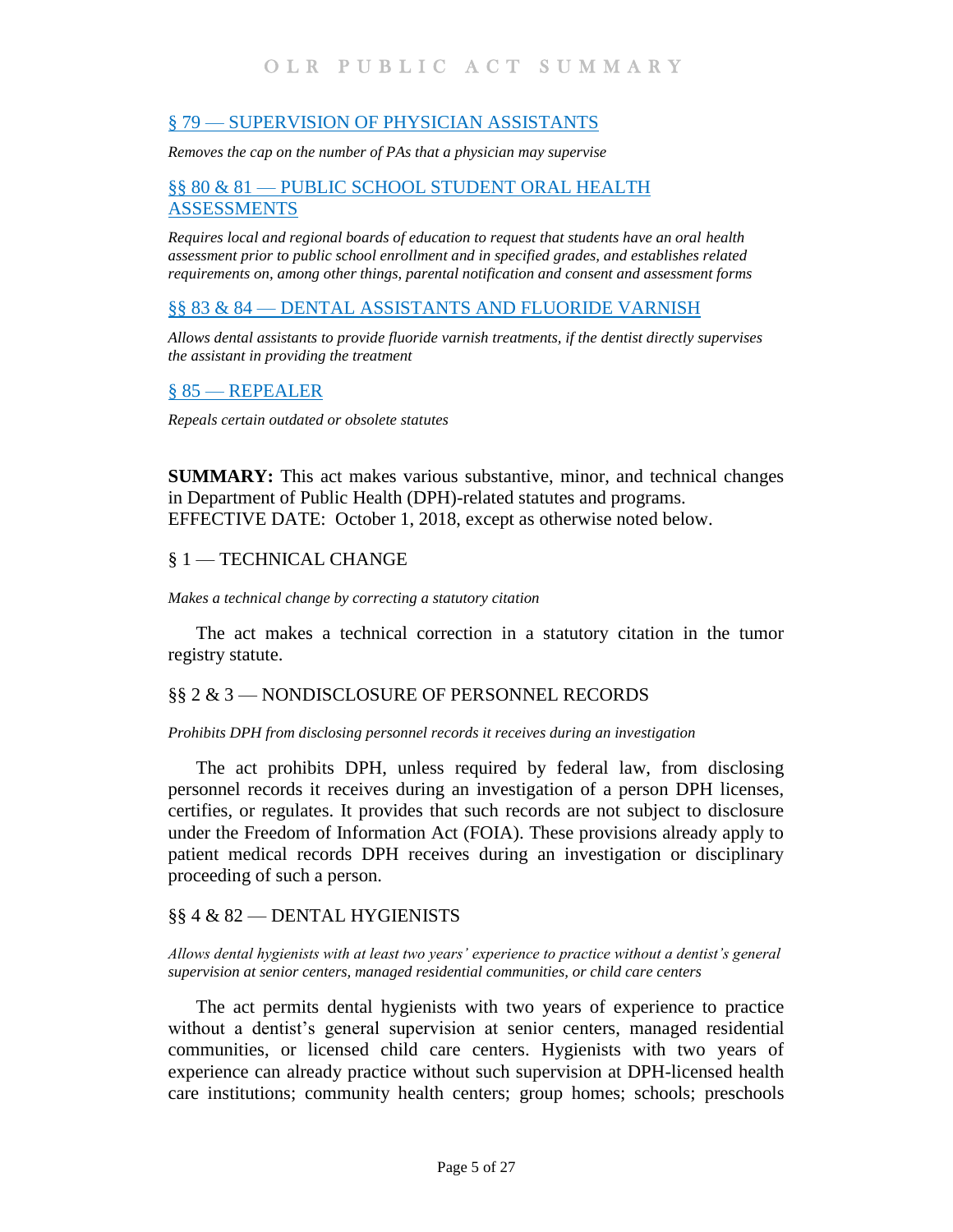## [§ 79 — SUPERVISION OF PHYSICIAN ASSISTANTS]

*Removes the cap on the number of PAs that a physician may supervise*

## [§§ 80 & 81 — PUBLIC SCHOOL STUDENT ORAL HEALTH ASSESSMENTS]

*Requires local and regional boards of education to request that students have an oral health assessment prior to public school enrollment and in specified grades, and establishes related requirements on, among other things, parental notification and consent and assessment forms*

## [§§ 83 & 84 — DENTAL ASSISTANTS AND FLUORIDE VARNISH]

*Allows dental assistants to provide fluoride varnish treatments, if the dentist directly supervises the assistant in providing the treatment*

## [§ 85 — REPEALER]

*Repeals certain outdated or obsolete statutes*

**SUMMARY:** This act makes various substantive, minor, and technical changes in Department of Public Health (DPH)-related statutes and programs.
EFFECTIVE DATE: October 1, 2018, except as otherwise noted below.

## § 1 — TECHNICAL CHANGE

*Makes a technical change by correcting a statutory citation*

The act makes a technical correction in a statutory citation in the tumor registry statute.

## §§ 2 & 3 — NONDISCLOSURE OF PERSONNEL RECORDS

*Prohibits DPH from disclosing personnel records it receives during an investigation*

The act prohibits DPH, unless required by federal law, from disclosing personnel records it receives during an investigation of a person DPH licenses, certifies, or regulates. It provides that such records are not subject to disclosure under the Freedom of Information Act (FOIA). These provisions already apply to patient medical records DPH receives during an investigation or disciplinary proceeding of such a person.

## §§ 4 & 82 — DENTAL HYGIENISTS

*Allows dental hygienists with at least two years' experience to practice without a dentist's general supervision at senior centers, managed residential communities, or child care centers*

The act permits dental hygienists with two years of experience to practice without a dentist's general supervision at senior centers, managed residential communities, or licensed child care centers. Hygienists with two years of experience can already practice without such supervision at DPH-licensed health care institutions; community health centers; group homes; schools; preschools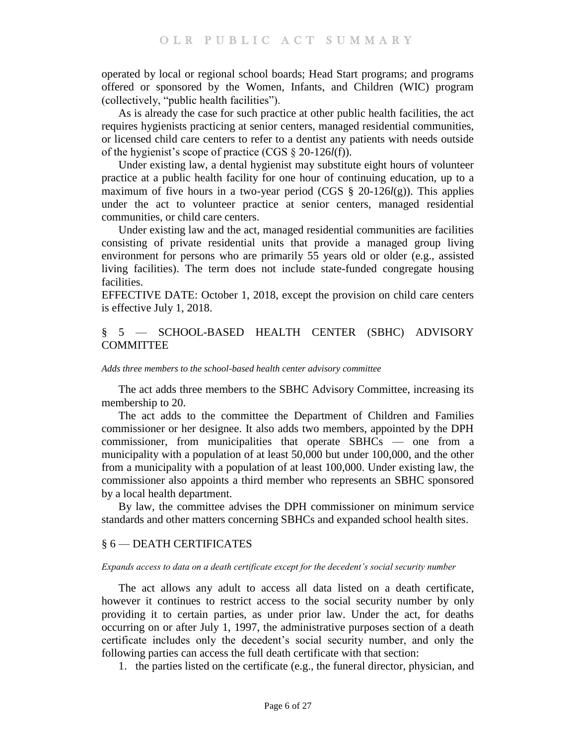operated by local or regional school boards; Head Start programs; and programs offered or sponsored by the Women, Infants, and Children (WIC) program (collectively, "public health facilities").

As is already the case for such practice at other public health facilities, the act requires hygienists practicing at senior centers, managed residential communities, or licensed child care centers to refer to a dentist any patients with needs outside of the hygienist's scope of practice (CGS § 20-126*l*(f)).

Under existing law, a dental hygienist may substitute eight hours of volunteer practice at a public health facility for one hour of continuing education, up to a maximum of five hours in a two-year period (CGS § 20-126*l*(g)). This applies under the act to volunteer practice at senior centers, managed residential communities, or child care centers.

Under existing law and the act, managed residential communities are facilities consisting of private residential units that provide a managed group living environment for persons who are primarily 55 years old or older (e.g., assisted living facilities). The term does not include state-funded congregate housing facilities.

EFFECTIVE DATE: October 1, 2018, except the provision on child care centers is effective July 1, 2018.

## § 5 — SCHOOL-BASED HEALTH CENTER (SBHC) ADVISORY COMMITTEE

*Adds three members to the school-based health center advisory committee*

The act adds three members to the SBHC Advisory Committee, increasing its membership to 20.

The act adds to the committee the Department of Children and Families commissioner or her designee. It also adds two members, appointed by the DPH commissioner, from municipalities that operate SBHCs — one from a municipality with a population of at least 50,000 but under 100,000, and the other from a municipality with a population of at least 100,000. Under existing law, the commissioner also appoints a third member who represents an SBHC sponsored by a local health department.

By law, the committee advises the DPH commissioner on minimum service standards and other matters concerning SBHCs and expanded school health sites.

## § 6 — DEATH CERTIFICATES

*Expands access to data on a death certificate except for the decedent's social security number*

The act allows any adult to access all data listed on a death certificate, however it continues to restrict access to the social security number by only providing it to certain parties, as under prior law. Under the act, for deaths occurring on or after July 1, 1997, the administrative purposes section of a death certificate includes only the decedent's social security number, and only the following parties can access the full death certificate with that section:

1. the parties listed on the certificate (e.g., the funeral director, physician, and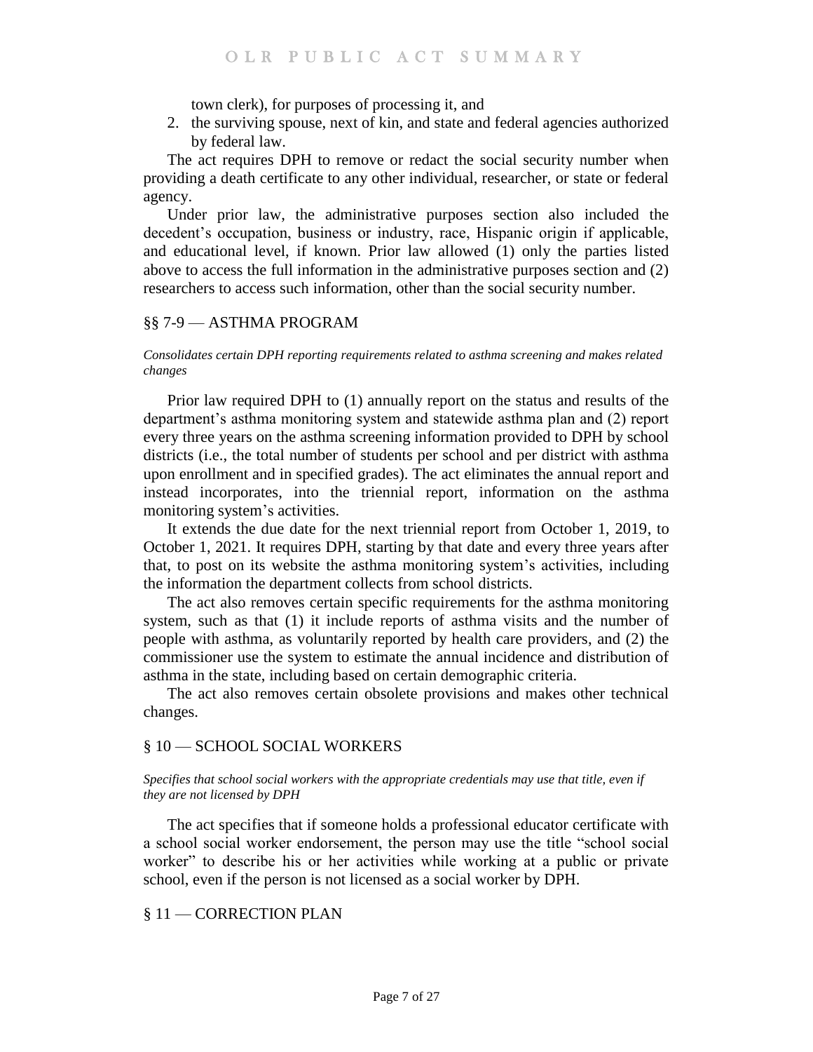town clerk), for purposes of processing it, and

2. the surviving spouse, next of kin, and state and federal agencies authorized by federal law.

The act requires DPH to remove or redact the social security number when providing a death certificate to any other individual, researcher, or state or federal agency.

Under prior law, the administrative purposes section also included the decedent's occupation, business or industry, race, Hispanic origin if applicable, and educational level, if known. Prior law allowed (1) only the parties listed above to access the full information in the administrative purposes section and (2) researchers to access such information, other than the social security number.

## §§ 7-9 — ASTHMA PROGRAM

*Consolidates certain DPH reporting requirements related to asthma screening and makes related changes*

Prior law required DPH to (1) annually report on the status and results of the department's asthma monitoring system and statewide asthma plan and (2) report every three years on the asthma screening information provided to DPH by school districts (i.e., the total number of students per school and per district with asthma upon enrollment and in specified grades). The act eliminates the annual report and instead incorporates, into the triennial report, information on the asthma monitoring system's activities.

It extends the due date for the next triennial report from October 1, 2019, to October 1, 2021. It requires DPH, starting by that date and every three years after that, to post on its website the asthma monitoring system's activities, including the information the department collects from school districts.

The act also removes certain specific requirements for the asthma monitoring system, such as that (1) it include reports of asthma visits and the number of people with asthma, as voluntarily reported by health care providers, and (2) the commissioner use the system to estimate the annual incidence and distribution of asthma in the state, including based on certain demographic criteria.

The act also removes certain obsolete provisions and makes other technical changes.

## § 10 — SCHOOL SOCIAL WORKERS

*Specifies that school social workers with the appropriate credentials may use that title, even if they are not licensed by DPH*

The act specifies that if someone holds a professional educator certificate with a school social worker endorsement, the person may use the title "school social worker" to describe his or her activities while working at a public or private school, even if the person is not licensed as a social worker by DPH.

## § 11 — CORRECTION PLAN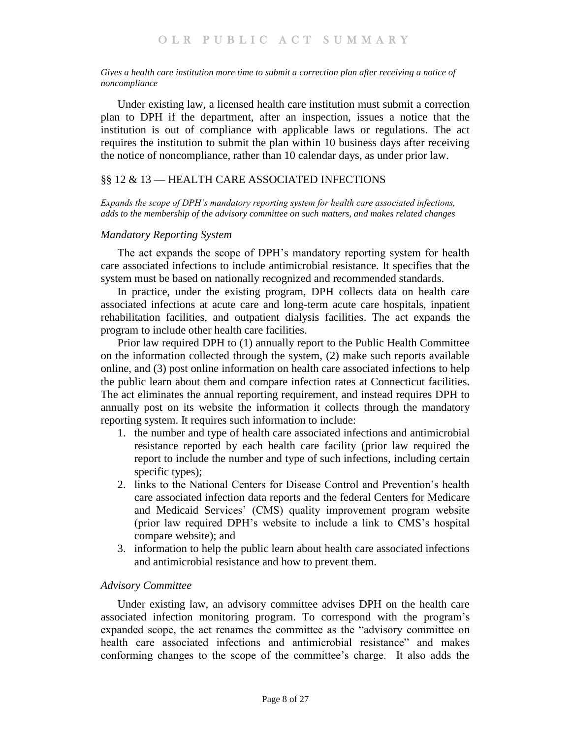*Gives a health care institution more time to submit a correction plan after receiving a notice of noncompliance*

Under existing law, a licensed health care institution must submit a correction plan to DPH if the department, after an inspection, issues a notice that the institution is out of compliance with applicable laws or regulations. The act requires the institution to submit the plan within 10 business days after receiving the notice of noncompliance, rather than 10 calendar days, as under prior law.

## §§ 12 & 13 — HEALTH CARE ASSOCIATED INFECTIONS

*Expands the scope of DPH's mandatory reporting system for health care associated infections, adds to the membership of the advisory committee on such matters, and makes related changes*

### *Mandatory Reporting System*

The act expands the scope of DPH's mandatory reporting system for health care associated infections to include antimicrobial resistance. It specifies that the system must be based on nationally recognized and recommended standards.

In practice, under the existing program, DPH collects data on health care associated infections at acute care and long-term acute care hospitals, inpatient rehabilitation facilities, and outpatient dialysis facilities. The act expands the program to include other health care facilities.

Prior law required DPH to (1) annually report to the Public Health Committee on the information collected through the system, (2) make such reports available online, and (3) post online information on health care associated infections to help the public learn about them and compare infection rates at Connecticut facilities. The act eliminates the annual reporting requirement, and instead requires DPH to annually post on its website the information it collects through the mandatory reporting system. It requires such information to include:

1. the number and type of health care associated infections and antimicrobial resistance reported by each health care facility (prior law required the report to include the number and type of such infections, including certain specific types);
2. links to the National Centers for Disease Control and Prevention's health care associated infection data reports and the federal Centers for Medicare and Medicaid Services' (CMS) quality improvement program website (prior law required DPH's website to include a link to CMS's hospital compare website); and
3. information to help the public learn about health care associated infections and antimicrobial resistance and how to prevent them.

### *Advisory Committee*

Under existing law, an advisory committee advises DPH on the health care associated infection monitoring program. To correspond with the program's expanded scope, the act renames the committee as the "advisory committee on health care associated infections and antimicrobial resistance" and makes conforming changes to the scope of the committee's charge. It also adds the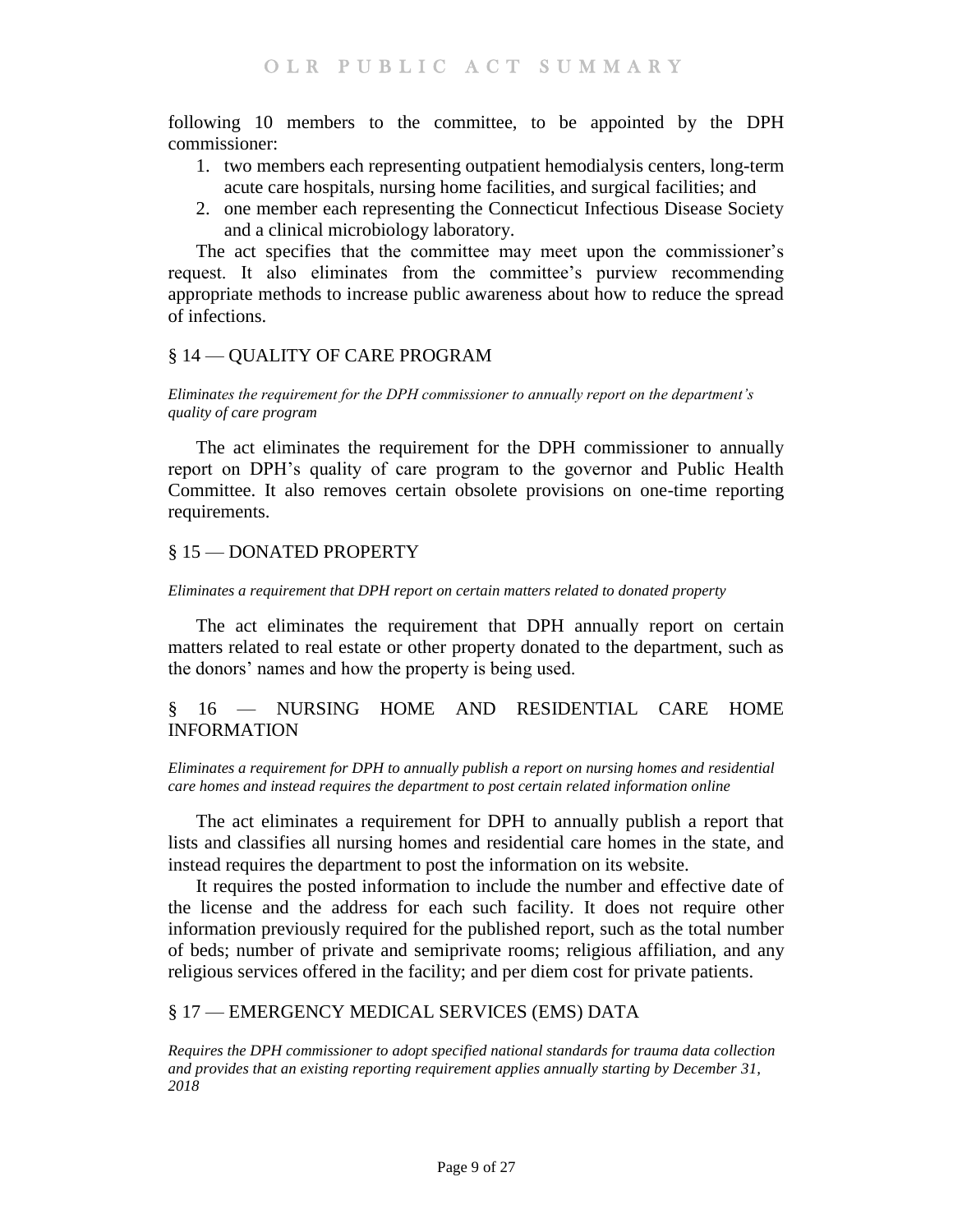following 10 members to the committee, to be appointed by the DPH commissioner:

1. two members each representing outpatient hemodialysis centers, long-term acute care hospitals, nursing home facilities, and surgical facilities; and
2. one member each representing the Connecticut Infectious Disease Society and a clinical microbiology laboratory.

The act specifies that the committee may meet upon the commissioner's request. It also eliminates from the committee's purview recommending appropriate methods to increase public awareness about how to reduce the spread of infections.

## § 14 — QUALITY OF CARE PROGRAM

*Eliminates the requirement for the DPH commissioner to annually report on the department's quality of care program*

The act eliminates the requirement for the DPH commissioner to annually report on DPH's quality of care program to the governor and Public Health Committee. It also removes certain obsolete provisions on one-time reporting requirements.

## § 15 — DONATED PROPERTY

*Eliminates a requirement that DPH report on certain matters related to donated property*

The act eliminates the requirement that DPH annually report on certain matters related to real estate or other property donated to the department, such as the donors' names and how the property is being used.

## § 16 — NURSING HOME AND RESIDENTIAL CARE HOME INFORMATION

*Eliminates a requirement for DPH to annually publish a report on nursing homes and residential care homes and instead requires the department to post certain related information online*

The act eliminates a requirement for DPH to annually publish a report that lists and classifies all nursing homes and residential care homes in the state, and instead requires the department to post the information on its website.

It requires the posted information to include the number and effective date of the license and the address for each such facility. It does not require other information previously required for the published report, such as the total number of beds; number of private and semiprivate rooms; religious affiliation, and any religious services offered in the facility; and per diem cost for private patients.

## § 17 — EMERGENCY MEDICAL SERVICES (EMS) DATA

*Requires the DPH commissioner to adopt specified national standards for trauma data collection and provides that an existing reporting requirement applies annually starting by December 31, 2018*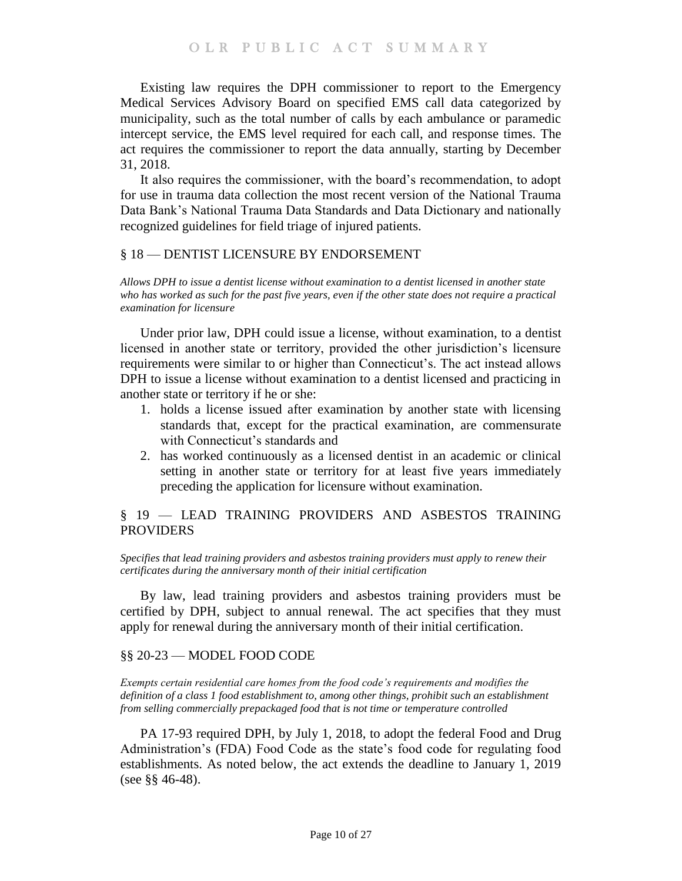Existing law requires the DPH commissioner to report to the Emergency Medical Services Advisory Board on specified EMS call data categorized by municipality, such as the total number of calls by each ambulance or paramedic intercept service, the EMS level required for each call, and response times. The act requires the commissioner to report the data annually, starting by December 31, 2018.

It also requires the commissioner, with the board's recommendation, to adopt for use in trauma data collection the most recent version of the National Trauma Data Bank's National Trauma Data Standards and Data Dictionary and nationally recognized guidelines for field triage of injured patients.

## § 18 — DENTIST LICENSURE BY ENDORSEMENT

*Allows DPH to issue a dentist license without examination to a dentist licensed in another state who has worked as such for the past five years, even if the other state does not require a practical examination for licensure*

Under prior law, DPH could issue a license, without examination, to a dentist licensed in another state or territory, provided the other jurisdiction's licensure requirements were similar to or higher than Connecticut's. The act instead allows DPH to issue a license without examination to a dentist licensed and practicing in another state or territory if he or she:

1. holds a license issued after examination by another state with licensing standards that, except for the practical examination, are commensurate with Connecticut's standards and
2. has worked continuously as a licensed dentist in an academic or clinical setting in another state or territory for at least five years immediately preceding the application for licensure without examination.

## § 19 — LEAD TRAINING PROVIDERS AND ASBESTOS TRAINING PROVIDERS

*Specifies that lead training providers and asbestos training providers must apply to renew their certificates during the anniversary month of their initial certification*

By law, lead training providers and asbestos training providers must be certified by DPH, subject to annual renewal. The act specifies that they must apply for renewal during the anniversary month of their initial certification.

## §§ 20-23 — MODEL FOOD CODE

*Exempts certain residential care homes from the food code's requirements and modifies the definition of a class 1 food establishment to, among other things, prohibit such an establishment from selling commercially prepackaged food that is not time or temperature controlled*

PA 17-93 required DPH, by July 1, 2018, to adopt the federal Food and Drug Administration's (FDA) Food Code as the state's food code for regulating food establishments. As noted below, the act extends the deadline to January 1, 2019 (see §§ 46-48).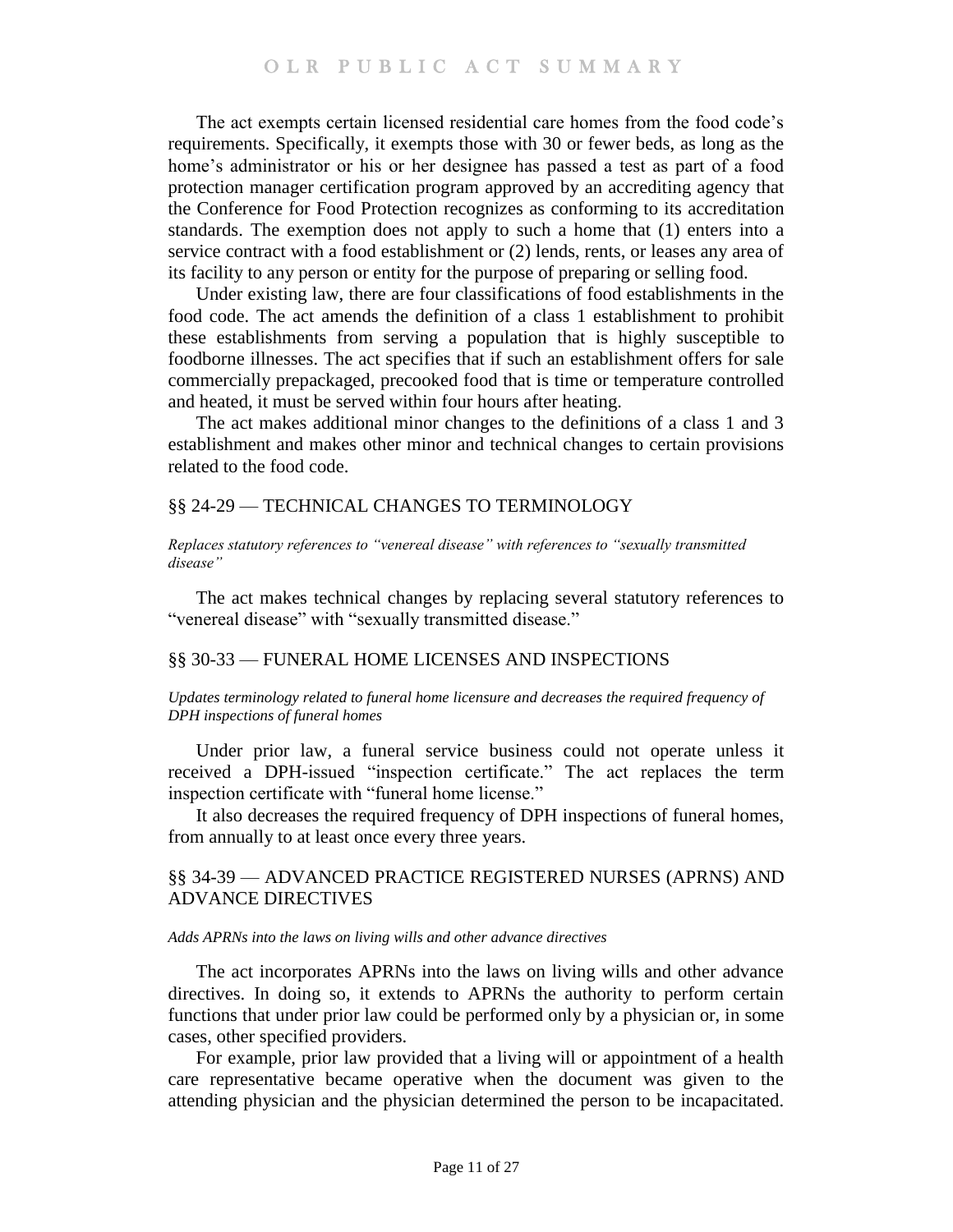The act exempts certain licensed residential care homes from the food code's requirements. Specifically, it exempts those with 30 or fewer beds, as long as the home's administrator or his or her designee has passed a test as part of a food protection manager certification program approved by an accrediting agency that the Conference for Food Protection recognizes as conforming to its accreditation standards. The exemption does not apply to such a home that (1) enters into a service contract with a food establishment or (2) lends, rents, or leases any area of its facility to any person or entity for the purpose of preparing or selling food.

Under existing law, there are four classifications of food establishments in the food code. The act amends the definition of a class 1 establishment to prohibit these establishments from serving a population that is highly susceptible to foodborne illnesses. The act specifies that if such an establishment offers for sale commercially prepackaged, precooked food that is time or temperature controlled and heated, it must be served within four hours after heating.

The act makes additional minor changes to the definitions of a class 1 and 3 establishment and makes other minor and technical changes to certain provisions related to the food code.

## §§ 24-29 — TECHNICAL CHANGES TO TERMINOLOGY

*Replaces statutory references to "venereal disease" with references to "sexually transmitted disease"*

The act makes technical changes by replacing several statutory references to "venereal disease" with "sexually transmitted disease."

## §§ 30-33 — FUNERAL HOME LICENSES AND INSPECTIONS

*Updates terminology related to funeral home licensure and decreases the required frequency of DPH inspections of funeral homes*

Under prior law, a funeral service business could not operate unless it received a DPH-issued "inspection certificate." The act replaces the term inspection certificate with "funeral home license."

It also decreases the required frequency of DPH inspections of funeral homes, from annually to at least once every three years.

## §§ 34-39 — ADVANCED PRACTICE REGISTERED NURSES (APRNS) AND ADVANCE DIRECTIVES

*Adds APRNs into the laws on living wills and other advance directives*

The act incorporates APRNs into the laws on living wills and other advance directives. In doing so, it extends to APRNs the authority to perform certain functions that under prior law could be performed only by a physician or, in some cases, other specified providers.

For example, prior law provided that a living will or appointment of a health care representative became operative when the document was given to the attending physician and the physician determined the person to be incapacitated.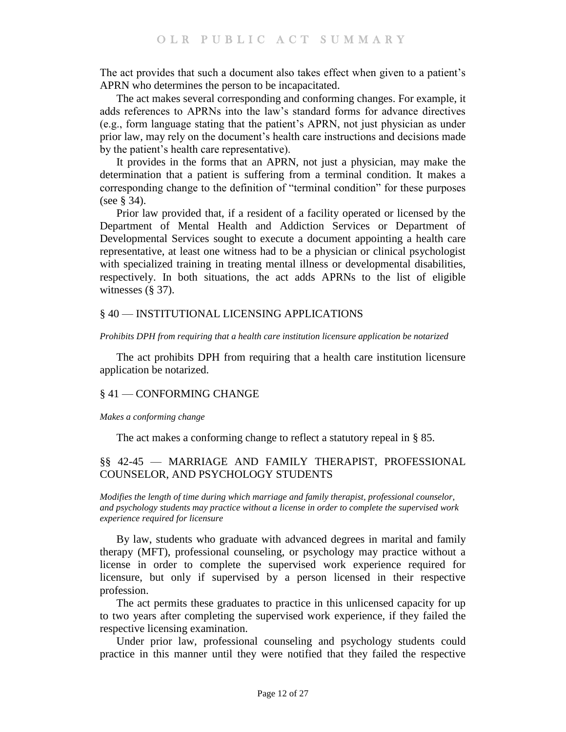The act provides that such a document also takes effect when given to a patient's APRN who determines the person to be incapacitated.

The act makes several corresponding and conforming changes. For example, it adds references to APRNs into the law's standard forms for advance directives (e.g., form language stating that the patient's APRN, not just physician as under prior law, may rely on the document's health care instructions and decisions made by the patient's health care representative).

It provides in the forms that an APRN, not just a physician, may make the determination that a patient is suffering from a terminal condition. It makes a corresponding change to the definition of "terminal condition" for these purposes (see § 34).

Prior law provided that, if a resident of a facility operated or licensed by the Department of Mental Health and Addiction Services or Department of Developmental Services sought to execute a document appointing a health care representative, at least one witness had to be a physician or clinical psychologist with specialized training in treating mental illness or developmental disabilities, respectively. In both situations, the act adds APRNs to the list of eligible witnesses (§ 37).

## § 40 — INSTITUTIONAL LICENSING APPLICATIONS

*Prohibits DPH from requiring that a health care institution licensure application be notarized*

The act prohibits DPH from requiring that a health care institution licensure application be notarized.

## § 41 — CONFORMING CHANGE

*Makes a conforming change*

The act makes a conforming change to reflect a statutory repeal in § 85.

## §§ 42-45 — MARRIAGE AND FAMILY THERAPIST, PROFESSIONAL COUNSELOR, AND PSYCHOLOGY STUDENTS

*Modifies the length of time during which marriage and family therapist, professional counselor, and psychology students may practice without a license in order to complete the supervised work experience required for licensure*

By law, students who graduate with advanced degrees in marital and family therapy (MFT), professional counseling, or psychology may practice without a license in order to complete the supervised work experience required for licensure, but only if supervised by a person licensed in their respective profession.

The act permits these graduates to practice in this unlicensed capacity for up to two years after completing the supervised work experience, if they failed the respective licensing examination.

Under prior law, professional counseling and psychology students could practice in this manner until they were notified that they failed the respective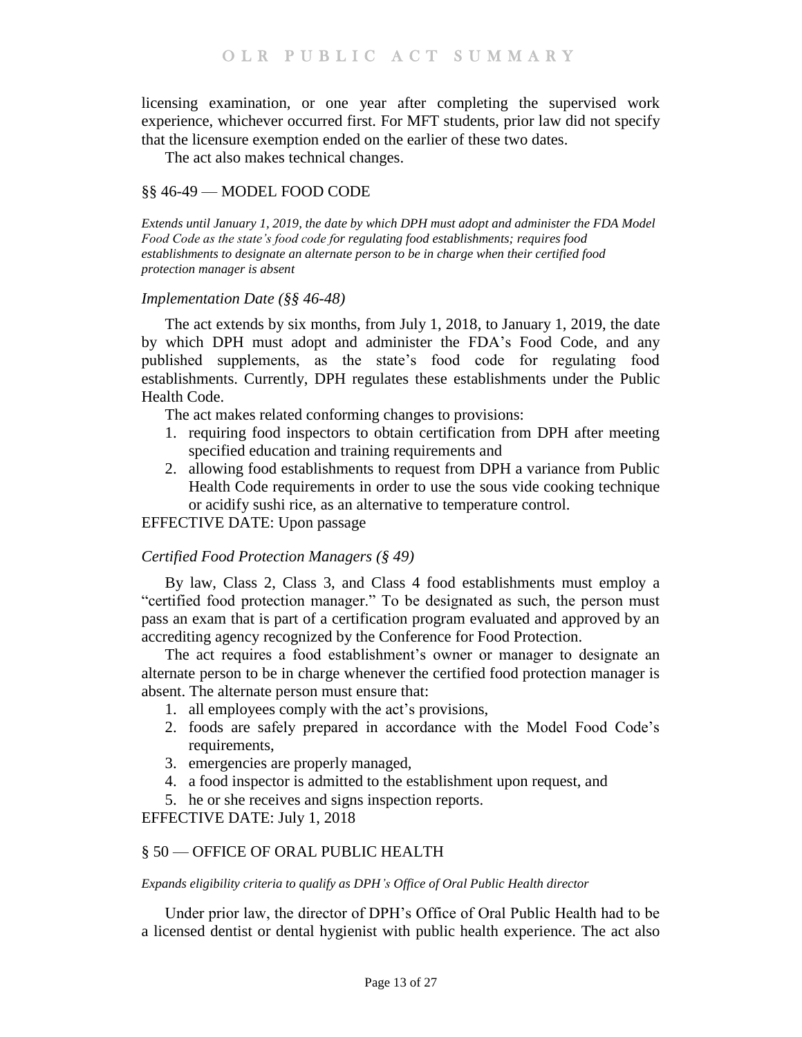licensing examination, or one year after completing the supervised work experience, whichever occurred first. For MFT students, prior law did not specify that the licensure exemption ended on the earlier of these two dates.

The act also makes technical changes.

## §§ 46-49 — MODEL FOOD CODE

*Extends until January 1, 2019, the date by which DPH must adopt and administer the FDA Model Food Code as the state's food code for regulating food establishments; requires food establishments to designate an alternate person to be in charge when their certified food protection manager is absent*

### *Implementation Date (§§ 46-48)*

The act extends by six months, from July 1, 2018, to January 1, 2019, the date by which DPH must adopt and administer the FDA's Food Code, and any published supplements, as the state's food code for regulating food establishments. Currently, DPH regulates these establishments under the Public Health Code.

The act makes related conforming changes to provisions:

1. requiring food inspectors to obtain certification from DPH after meeting specified education and training requirements and
2. allowing food establishments to request from DPH a variance from Public Health Code requirements in order to use the sous vide cooking technique or acidify sushi rice, as an alternative to temperature control.

EFFECTIVE DATE: Upon passage

### *Certified Food Protection Managers (§ 49)*

By law, Class 2, Class 3, and Class 4 food establishments must employ a "certified food protection manager." To be designated as such, the person must pass an exam that is part of a certification program evaluated and approved by an accrediting agency recognized by the Conference for Food Protection.

The act requires a food establishment's owner or manager to designate an alternate person to be in charge whenever the certified food protection manager is absent. The alternate person must ensure that:

1. all employees comply with the act's provisions,
2. foods are safely prepared in accordance with the Model Food Code's requirements,
3. emergencies are properly managed,
4. a food inspector is admitted to the establishment upon request, and
5. he or she receives and signs inspection reports.

EFFECTIVE DATE: July 1, 2018

## § 50 — OFFICE OF ORAL PUBLIC HEALTH

*Expands eligibility criteria to qualify as DPH's Office of Oral Public Health director*

Under prior law, the director of DPH's Office of Oral Public Health had to be a licensed dentist or dental hygienist with public health experience. The act also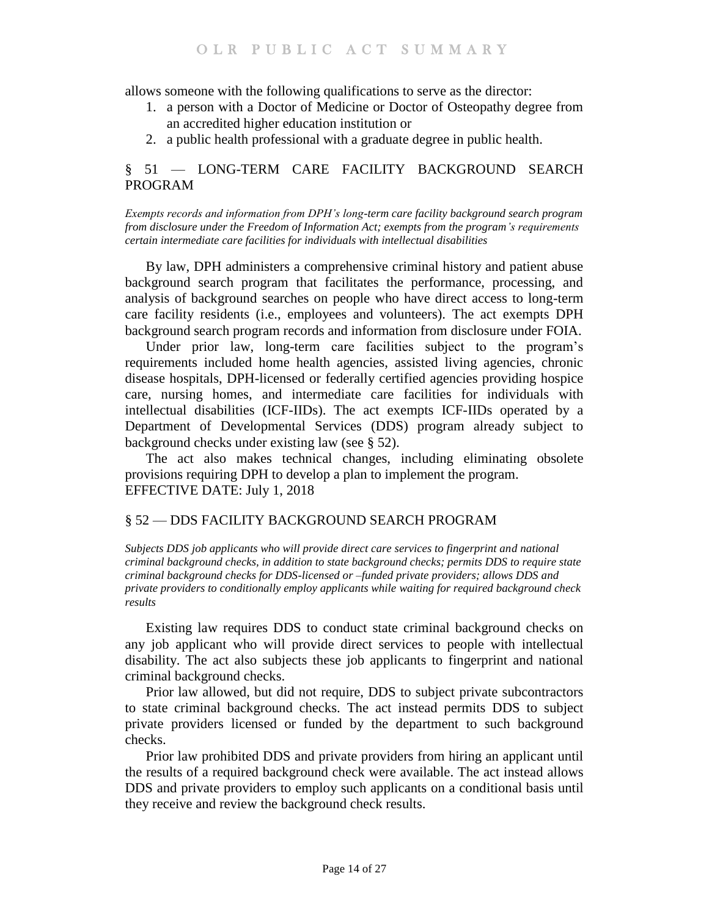allows someone with the following qualifications to serve as the director:

1. a person with a Doctor of Medicine or Doctor of Osteopathy degree from an accredited higher education institution or
2. a public health professional with a graduate degree in public health.

## § 51 — LONG-TERM CARE FACILITY BACKGROUND SEARCH PROGRAM

*Exempts records and information from DPH's long-term care facility background search program from disclosure under the Freedom of Information Act; exempts from the program's requirements certain intermediate care facilities for individuals with intellectual disabilities*

By law, DPH administers a comprehensive criminal history and patient abuse background search program that facilitates the performance, processing, and analysis of background searches on people who have direct access to long-term care facility residents (i.e., employees and volunteers). The act exempts DPH background search program records and information from disclosure under FOIA.

Under prior law, long-term care facilities subject to the program's requirements included home health agencies, assisted living agencies, chronic disease hospitals, DPH-licensed or federally certified agencies providing hospice care, nursing homes, and intermediate care facilities for individuals with intellectual disabilities (ICF-IIDs). The act exempts ICF-IIDs operated by a Department of Developmental Services (DDS) program already subject to background checks under existing law (see § 52).

The act also makes technical changes, including eliminating obsolete provisions requiring DPH to develop a plan to implement the program.

EFFECTIVE DATE: July 1, 2018

## § 52 — DDS FACILITY BACKGROUND SEARCH PROGRAM

*Subjects DDS job applicants who will provide direct care services to fingerprint and national criminal background checks, in addition to state background checks; permits DDS to require state criminal background checks for DDS-licensed or –funded private providers; allows DDS and private providers to conditionally employ applicants while waiting for required background check results*

Existing law requires DDS to conduct state criminal background checks on any job applicant who will provide direct services to people with intellectual disability. The act also subjects these job applicants to fingerprint and national criminal background checks.

Prior law allowed, but did not require, DDS to subject private subcontractors to state criminal background checks. The act instead permits DDS to subject private providers licensed or funded by the department to such background checks.

Prior law prohibited DDS and private providers from hiring an applicant until the results of a required background check were available. The act instead allows DDS and private providers to employ such applicants on a conditional basis until they receive and review the background check results.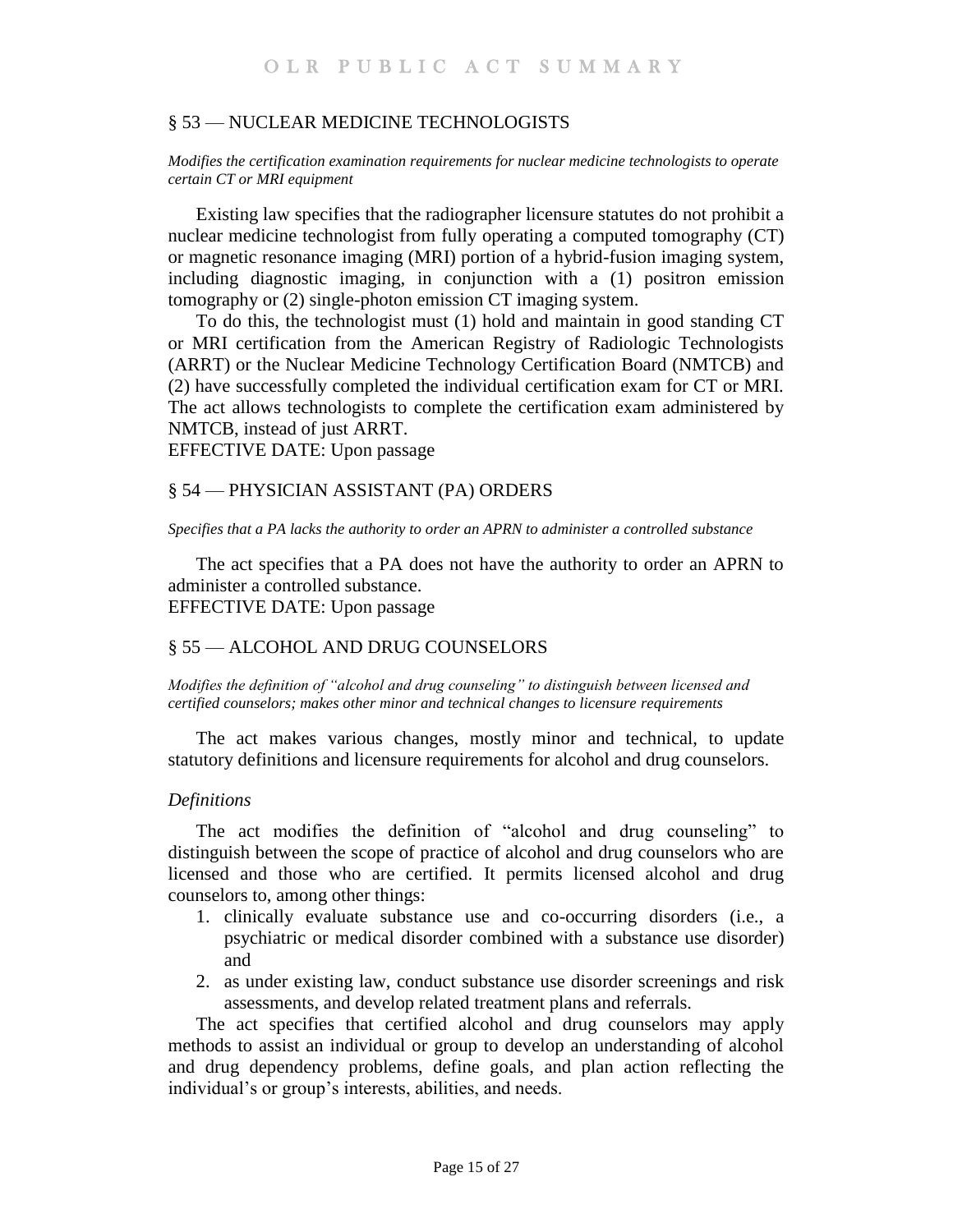## § 53 — NUCLEAR MEDICINE TECHNOLOGISTS

*Modifies the certification examination requirements for nuclear medicine technologists to operate certain CT or MRI equipment*

Existing law specifies that the radiographer licensure statutes do not prohibit a nuclear medicine technologist from fully operating a computed tomography (CT) or magnetic resonance imaging (MRI) portion of a hybrid-fusion imaging system, including diagnostic imaging, in conjunction with a (1) positron emission tomography or (2) single-photon emission CT imaging system.

To do this, the technologist must (1) hold and maintain in good standing CT or MRI certification from the American Registry of Radiologic Technologists (ARRT) or the Nuclear Medicine Technology Certification Board (NMTCB) and (2) have successfully completed the individual certification exam for CT or MRI. The act allows technologists to complete the certification exam administered by NMTCB, instead of just ARRT.

EFFECTIVE DATE: Upon passage

## § 54 — PHYSICIAN ASSISTANT (PA) ORDERS

*Specifies that a PA lacks the authority to order an APRN to administer a controlled substance*

The act specifies that a PA does not have the authority to order an APRN to administer a controlled substance.

EFFECTIVE DATE: Upon passage

## § 55 — ALCOHOL AND DRUG COUNSELORS

*Modifies the definition of "alcohol and drug counseling" to distinguish between licensed and certified counselors; makes other minor and technical changes to licensure requirements*

The act makes various changes, mostly minor and technical, to update statutory definitions and licensure requirements for alcohol and drug counselors.

### *Definitions*

The act modifies the definition of "alcohol and drug counseling" to distinguish between the scope of practice of alcohol and drug counselors who are licensed and those who are certified. It permits licensed alcohol and drug counselors to, among other things:

1. clinically evaluate substance use and co-occurring disorders (i.e., a psychiatric or medical disorder combined with a substance use disorder) and
2. as under existing law, conduct substance use disorder screenings and risk assessments, and develop related treatment plans and referrals.

The act specifies that certified alcohol and drug counselors may apply methods to assist an individual or group to develop an understanding of alcohol and drug dependency problems, define goals, and plan action reflecting the individual's or group's interests, abilities, and needs.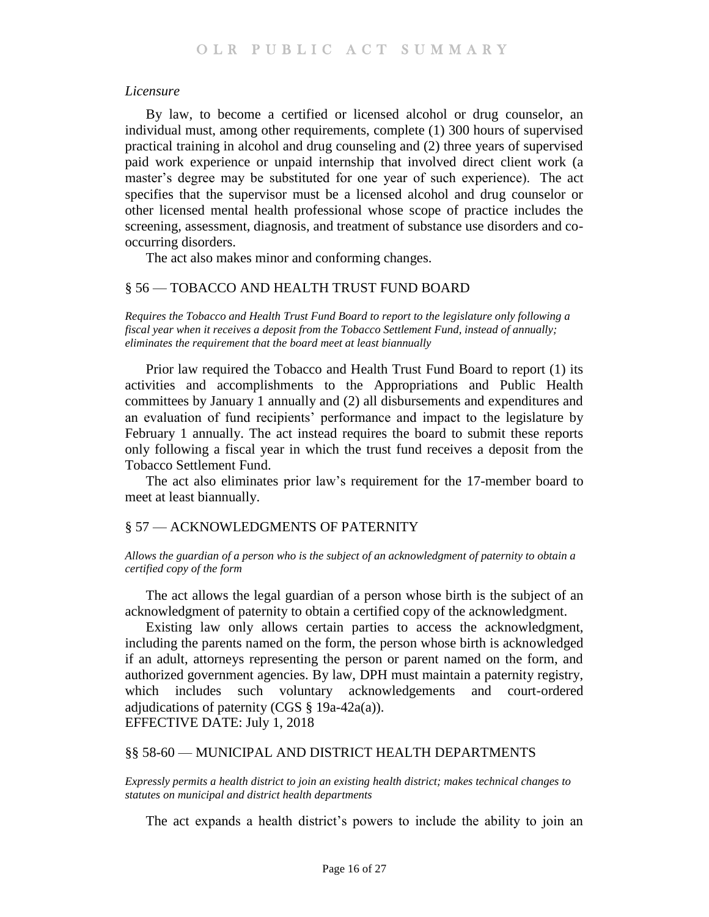*Licensure*

By law, to become a certified or licensed alcohol or drug counselor, an individual must, among other requirements, complete (1) 300 hours of supervised practical training in alcohol and drug counseling and (2) three years of supervised paid work experience or unpaid internship that involved direct client work (a master's degree may be substituted for one year of such experience). The act specifies that the supervisor must be a licensed alcohol and drug counselor or other licensed mental health professional whose scope of practice includes the screening, assessment, diagnosis, and treatment of substance use disorders and co-occurring disorders.

The act also makes minor and conforming changes.

## § 56 — TOBACCO AND HEALTH TRUST FUND BOARD

*Requires the Tobacco and Health Trust Fund Board to report to the legislature only following a fiscal year when it receives a deposit from the Tobacco Settlement Fund, instead of annually; eliminates the requirement that the board meet at least biannually*

Prior law required the Tobacco and Health Trust Fund Board to report (1) its activities and accomplishments to the Appropriations and Public Health committees by January 1 annually and (2) all disbursements and expenditures and an evaluation of fund recipients' performance and impact to the legislature by February 1 annually. The act instead requires the board to submit these reports only following a fiscal year in which the trust fund receives a deposit from the Tobacco Settlement Fund.

The act also eliminates prior law's requirement for the 17-member board to meet at least biannually.

## § 57 — ACKNOWLEDGMENTS OF PATERNITY

*Allows the guardian of a person who is the subject of an acknowledgment of paternity to obtain a certified copy of the form*

The act allows the legal guardian of a person whose birth is the subject of an acknowledgment of paternity to obtain a certified copy of the acknowledgment.

Existing law only allows certain parties to access the acknowledgment, including the parents named on the form, the person whose birth is acknowledged if an adult, attorneys representing the person or parent named on the form, and authorized government agencies. By law, DPH must maintain a paternity registry, which includes such voluntary acknowledgements and court-ordered adjudications of paternity (CGS § 19a-42a(a)).

EFFECTIVE DATE: July 1, 2018

## §§ 58-60 — MUNICIPAL AND DISTRICT HEALTH DEPARTMENTS

*Expressly permits a health district to join an existing health district; makes technical changes to statutes on municipal and district health departments*

The act expands a health district's powers to include the ability to join an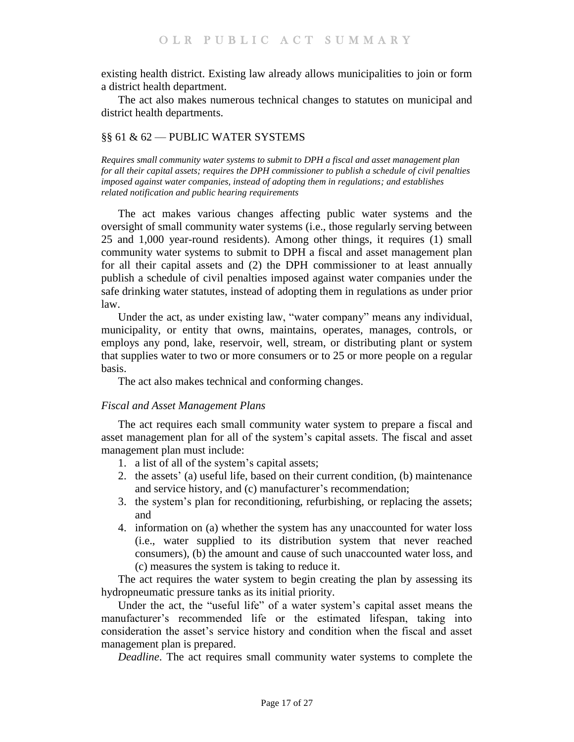existing health district. Existing law already allows municipalities to join or form a district health department.

The act also makes numerous technical changes to statutes on municipal and district health departments.

## §§ 61 & 62 — PUBLIC WATER SYSTEMS

*Requires small community water systems to submit to DPH a fiscal and asset management plan for all their capital assets; requires the DPH commissioner to publish a schedule of civil penalties imposed against water companies, instead of adopting them in regulations; and establishes related notification and public hearing requirements*

The act makes various changes affecting public water systems and the oversight of small community water systems (i.e., those regularly serving between 25 and 1,000 year-round residents). Among other things, it requires (1) small community water systems to submit to DPH a fiscal and asset management plan for all their capital assets and (2) the DPH commissioner to at least annually publish a schedule of civil penalties imposed against water companies under the safe drinking water statutes, instead of adopting them in regulations as under prior law.

Under the act, as under existing law, "water company" means any individual, municipality, or entity that owns, maintains, operates, manages, controls, or employs any pond, lake, reservoir, well, stream, or distributing plant or system that supplies water to two or more consumers or to 25 or more people on a regular basis.

The act also makes technical and conforming changes.

### *Fiscal and Asset Management Plans*

The act requires each small community water system to prepare a fiscal and asset management plan for all of the system's capital assets. The fiscal and asset management plan must include:

1. a list of all of the system's capital assets;
2. the assets' (a) useful life, based on their current condition, (b) maintenance and service history, and (c) manufacturer's recommendation;
3. the system's plan for reconditioning, refurbishing, or replacing the assets; and
4. information on (a) whether the system has any unaccounted for water loss (i.e., water supplied to its distribution system that never reached consumers), (b) the amount and cause of such unaccounted water loss, and (c) measures the system is taking to reduce it.

The act requires the water system to begin creating the plan by assessing its hydropneumatic pressure tanks as its initial priority.

Under the act, the "useful life" of a water system's capital asset means the manufacturer's recommended life or the estimated lifespan, taking into consideration the asset's service history and condition when the fiscal and asset management plan is prepared.

*Deadline*. The act requires small community water systems to complete the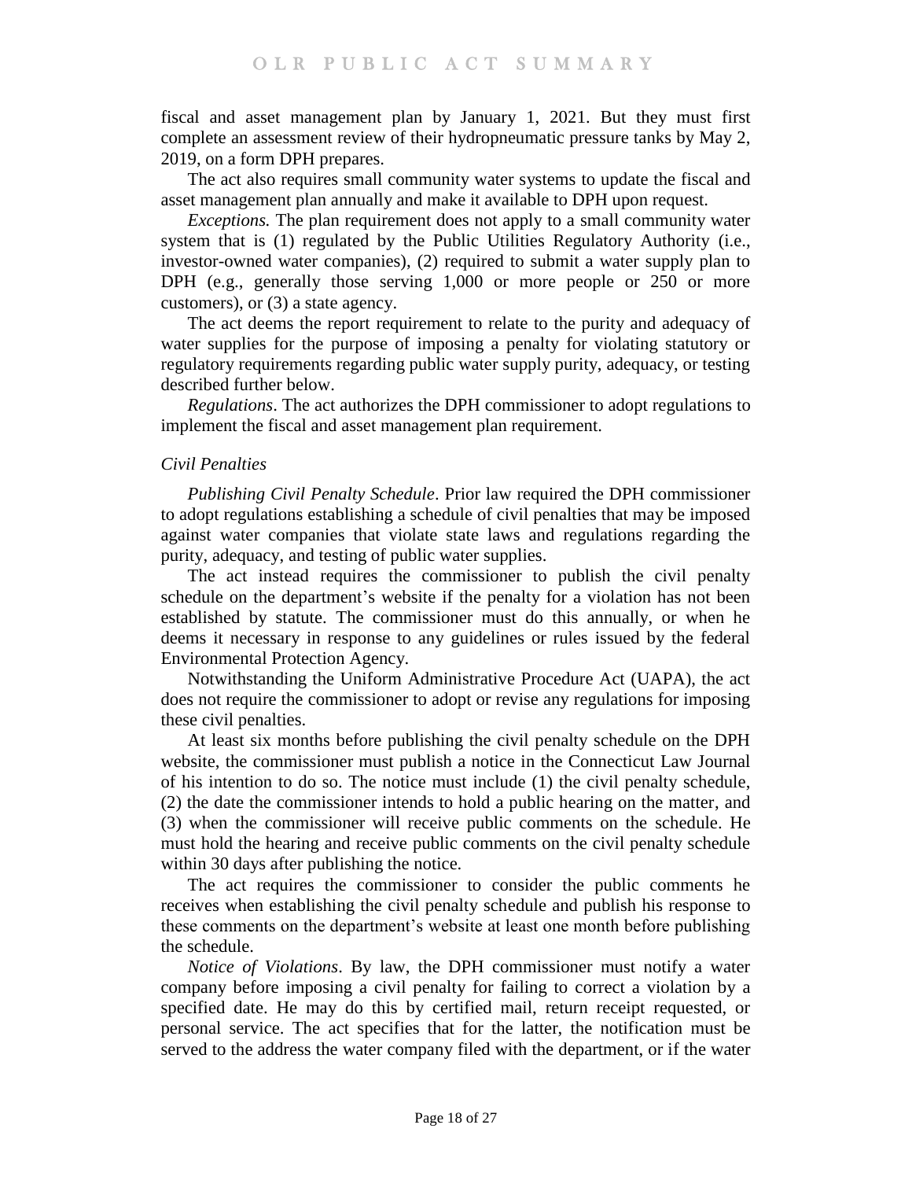fiscal and asset management plan by January 1, 2021. But they must first complete an assessment review of their hydropneumatic pressure tanks by May 2, 2019, on a form DPH prepares.

The act also requires small community water systems to update the fiscal and asset management plan annually and make it available to DPH upon request.

*Exceptions.* The plan requirement does not apply to a small community water system that is (1) regulated by the Public Utilities Regulatory Authority (i.e., investor-owned water companies), (2) required to submit a water supply plan to DPH (e.g., generally those serving 1,000 or more people or 250 or more customers), or (3) a state agency.

The act deems the report requirement to relate to the purity and adequacy of water supplies for the purpose of imposing a penalty for violating statutory or regulatory requirements regarding public water supply purity, adequacy, or testing described further below.

*Regulations*. The act authorizes the DPH commissioner to adopt regulations to implement the fiscal and asset management plan requirement.

*Civil Penalties*

*Publishing Civil Penalty Schedule*. Prior law required the DPH commissioner to adopt regulations establishing a schedule of civil penalties that may be imposed against water companies that violate state laws and regulations regarding the purity, adequacy, and testing of public water supplies.

The act instead requires the commissioner to publish the civil penalty schedule on the department's website if the penalty for a violation has not been established by statute. The commissioner must do this annually, or when he deems it necessary in response to any guidelines or rules issued by the federal Environmental Protection Agency.

Notwithstanding the Uniform Administrative Procedure Act (UAPA), the act does not require the commissioner to adopt or revise any regulations for imposing these civil penalties.

At least six months before publishing the civil penalty schedule on the DPH website, the commissioner must publish a notice in the Connecticut Law Journal of his intention to do so. The notice must include (1) the civil penalty schedule, (2) the date the commissioner intends to hold a public hearing on the matter, and (3) when the commissioner will receive public comments on the schedule. He must hold the hearing and receive public comments on the civil penalty schedule within 30 days after publishing the notice.

The act requires the commissioner to consider the public comments he receives when establishing the civil penalty schedule and publish his response to these comments on the department's website at least one month before publishing the schedule.

*Notice of Violations*. By law, the DPH commissioner must notify a water company before imposing a civil penalty for failing to correct a violation by a specified date. He may do this by certified mail, return receipt requested, or personal service. The act specifies that for the latter, the notification must be served to the address the water company filed with the department, or if the water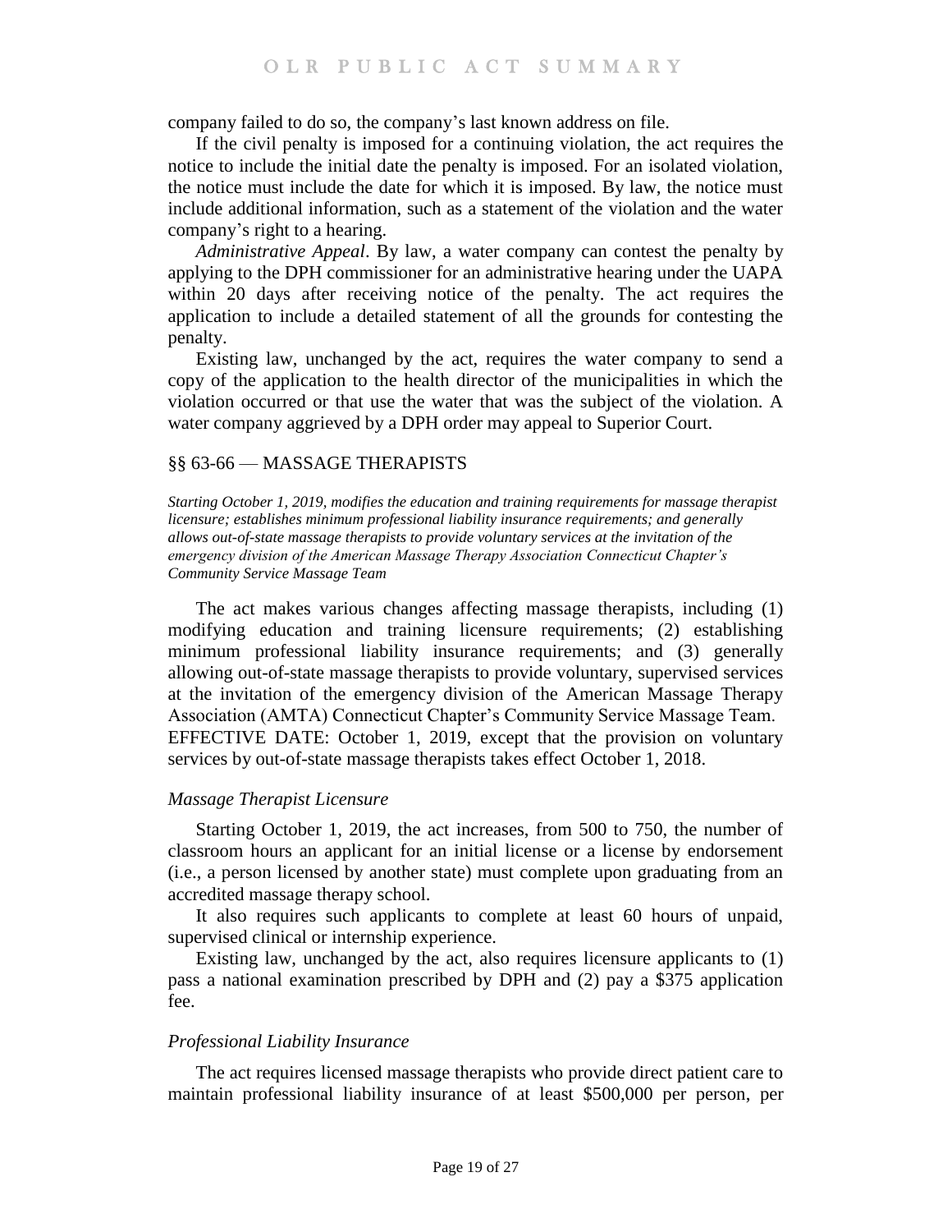company failed to do so, the company's last known address on file.

If the civil penalty is imposed for a continuing violation, the act requires the notice to include the initial date the penalty is imposed. For an isolated violation, the notice must include the date for which it is imposed. By law, the notice must include additional information, such as a statement of the violation and the water company's right to a hearing.

*Administrative Appeal*. By law, a water company can contest the penalty by applying to the DPH commissioner for an administrative hearing under the UAPA within 20 days after receiving notice of the penalty. The act requires the application to include a detailed statement of all the grounds for contesting the penalty.

Existing law, unchanged by the act, requires the water company to send a copy of the application to the health director of the municipalities in which the violation occurred or that use the water that was the subject of the violation. A water company aggrieved by a DPH order may appeal to Superior Court.

## §§ 63-66 — MASSAGE THERAPISTS

*Starting October 1, 2019, modifies the education and training requirements for massage therapist licensure; establishes minimum professional liability insurance requirements; and generally allows out-of-state massage therapists to provide voluntary services at the invitation of the emergency division of the American Massage Therapy Association Connecticut Chapter's Community Service Massage Team*

The act makes various changes affecting massage therapists, including (1) modifying education and training licensure requirements; (2) establishing minimum professional liability insurance requirements; and (3) generally allowing out-of-state massage therapists to provide voluntary, supervised services at the invitation of the emergency division of the American Massage Therapy Association (AMTA) Connecticut Chapter's Community Service Massage Team.
EFFECTIVE DATE: October 1, 2019, except that the provision on voluntary services by out-of-state massage therapists takes effect October 1, 2018.

### *Massage Therapist Licensure*

Starting October 1, 2019, the act increases, from 500 to 750, the number of classroom hours an applicant for an initial license or a license by endorsement (i.e., a person licensed by another state) must complete upon graduating from an accredited massage therapy school.

It also requires such applicants to complete at least 60 hours of unpaid, supervised clinical or internship experience.

Existing law, unchanged by the act, also requires licensure applicants to (1) pass a national examination prescribed by DPH and (2) pay a $375 application fee.

### *Professional Liability Insurance*

The act requires licensed massage therapists who provide direct patient care to maintain professional liability insurance of at least $500,000 per person, per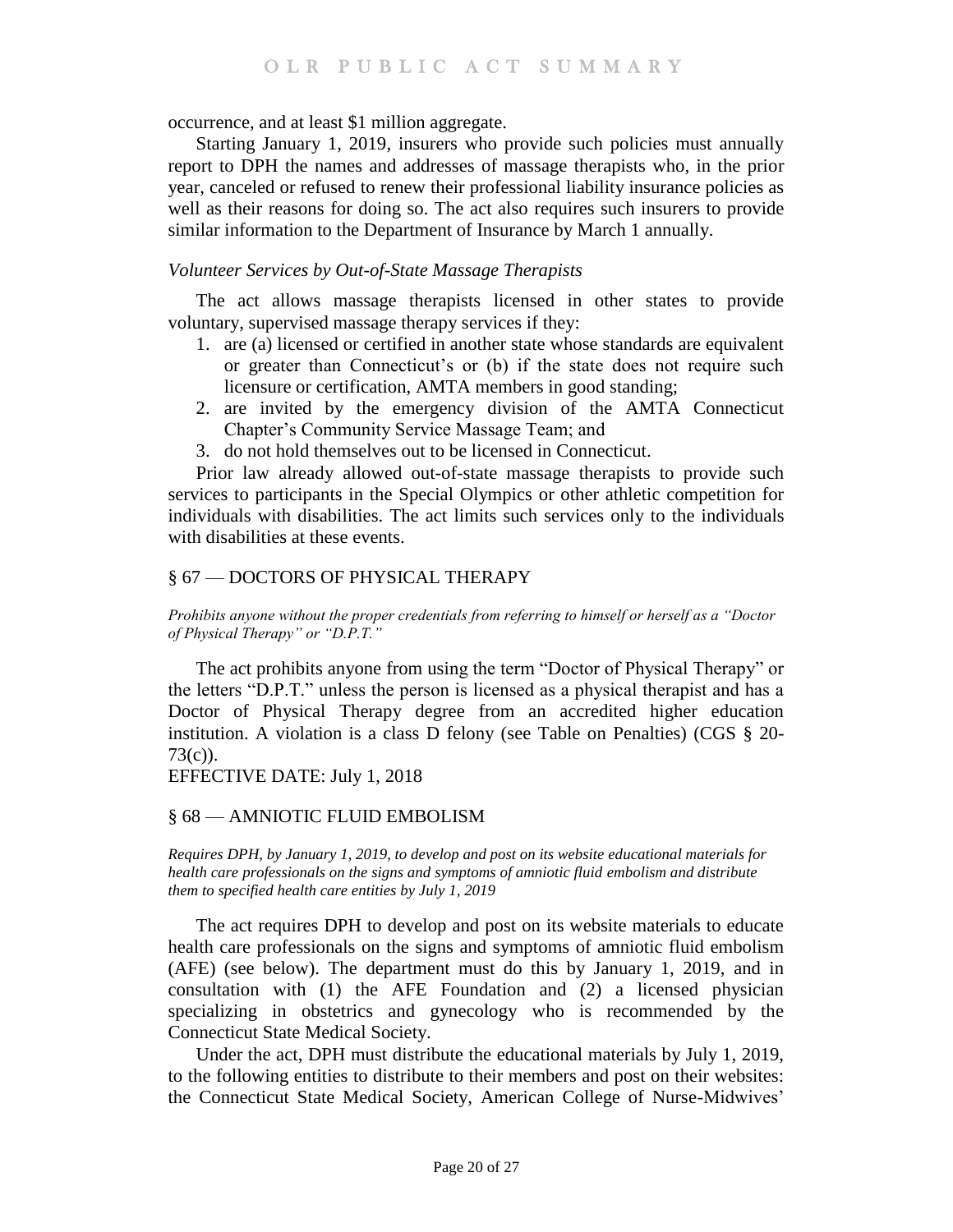occurrence, and at least $1 million aggregate.

Starting January 1, 2019, insurers who provide such policies must annually report to DPH the names and addresses of massage therapists who, in the prior year, canceled or refused to renew their professional liability insurance policies as well as their reasons for doing so. The act also requires such insurers to provide similar information to the Department of Insurance by March 1 annually.

### *Volunteer Services by Out-of-State Massage Therapists*

The act allows massage therapists licensed in other states to provide voluntary, supervised massage therapy services if they:

1. are (a) licensed or certified in another state whose standards are equivalent or greater than Connecticut's or (b) if the state does not require such licensure or certification, AMTA members in good standing;
2. are invited by the emergency division of the AMTA Connecticut Chapter's Community Service Massage Team; and
3. do not hold themselves out to be licensed in Connecticut.

Prior law already allowed out-of-state massage therapists to provide such services to participants in the Special Olympics or other athletic competition for individuals with disabilities. The act limits such services only to the individuals with disabilities at these events.

## § 67 — DOCTORS OF PHYSICAL THERAPY

*Prohibits anyone without the proper credentials from referring to himself or herself as a "Doctor of Physical Therapy" or "D.P.T."*

The act prohibits anyone from using the term "Doctor of Physical Therapy" or the letters "D.P.T." unless the person is licensed as a physical therapist and has a Doctor of Physical Therapy degree from an accredited higher education institution. A violation is a class D felony (see Table on Penalties) (CGS § 20-73(c)).

EFFECTIVE DATE: July 1, 2018

## § 68 — AMNIOTIC FLUID EMBOLISM

*Requires DPH, by January 1, 2019, to develop and post on its website educational materials for health care professionals on the signs and symptoms of amniotic fluid embolism and distribute them to specified health care entities by July 1, 2019*

The act requires DPH to develop and post on its website materials to educate health care professionals on the signs and symptoms of amniotic fluid embolism (AFE) (see below). The department must do this by January 1, 2019, and in consultation with (1) the AFE Foundation and (2) a licensed physician specializing in obstetrics and gynecology who is recommended by the Connecticut State Medical Society.

Under the act, DPH must distribute the educational materials by July 1, 2019, to the following entities to distribute to their members and post on their websites: the Connecticut State Medical Society, American College of Nurse-Midwives'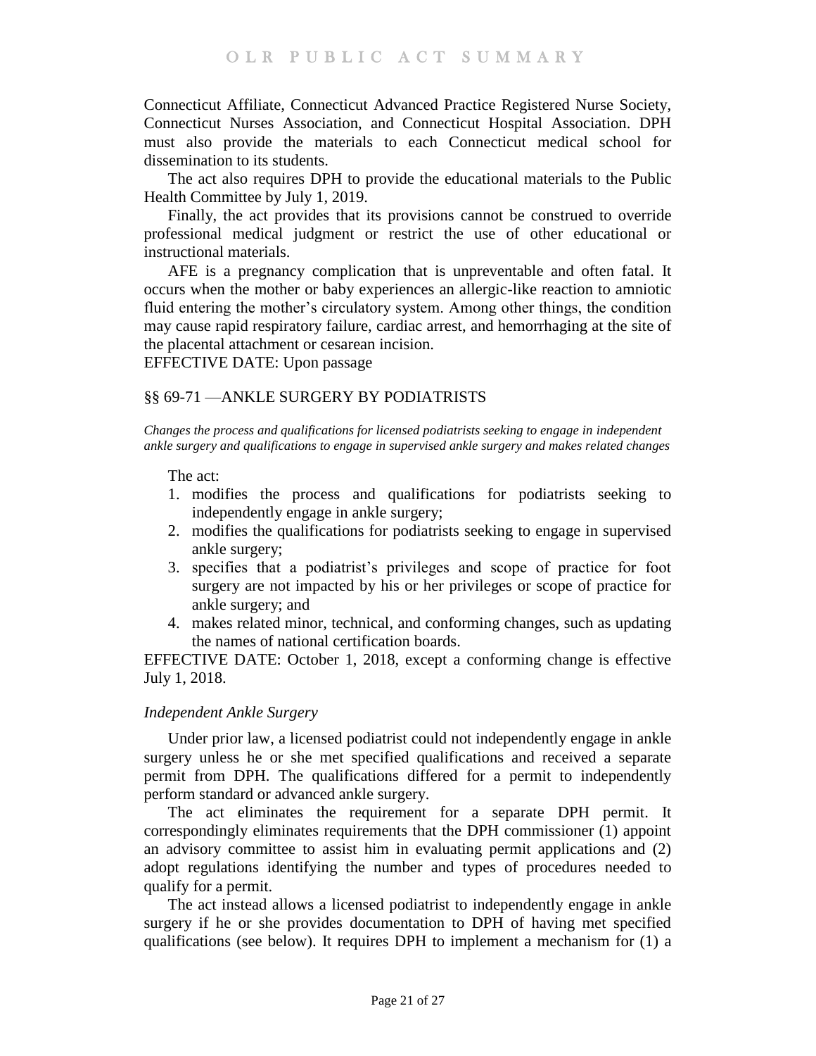Connecticut Affiliate, Connecticut Advanced Practice Registered Nurse Society, Connecticut Nurses Association, and Connecticut Hospital Association. DPH must also provide the materials to each Connecticut medical school for dissemination to its students.

The act also requires DPH to provide the educational materials to the Public Health Committee by July 1, 2019.

Finally, the act provides that its provisions cannot be construed to override professional medical judgment or restrict the use of other educational or instructional materials.

AFE is a pregnancy complication that is unpreventable and often fatal. It occurs when the mother or baby experiences an allergic-like reaction to amniotic fluid entering the mother's circulatory system. Among other things, the condition may cause rapid respiratory failure, cardiac arrest, and hemorrhaging at the site of the placental attachment or cesarean incision.

EFFECTIVE DATE: Upon passage

## §§ 69-71 —ANKLE SURGERY BY PODIATRISTS

*Changes the process and qualifications for licensed podiatrists seeking to engage in independent ankle surgery and qualifications to engage in supervised ankle surgery and makes related changes*

The act:

1. modifies the process and qualifications for podiatrists seeking to independently engage in ankle surgery;
2. modifies the qualifications for podiatrists seeking to engage in supervised ankle surgery;
3. specifies that a podiatrist's privileges and scope of practice for foot surgery are not impacted by his or her privileges or scope of practice for ankle surgery; and
4. makes related minor, technical, and conforming changes, such as updating the names of national certification boards.

EFFECTIVE DATE: October 1, 2018, except a conforming change is effective July 1, 2018.

### *Independent Ankle Surgery*

Under prior law, a licensed podiatrist could not independently engage in ankle surgery unless he or she met specified qualifications and received a separate permit from DPH. The qualifications differed for a permit to independently perform standard or advanced ankle surgery.

The act eliminates the requirement for a separate DPH permit. It correspondingly eliminates requirements that the DPH commissioner (1) appoint an advisory committee to assist him in evaluating permit applications and (2) adopt regulations identifying the number and types of procedures needed to qualify for a permit.

The act instead allows a licensed podiatrist to independently engage in ankle surgery if he or she provides documentation to DPH of having met specified qualifications (see below). It requires DPH to implement a mechanism for (1) a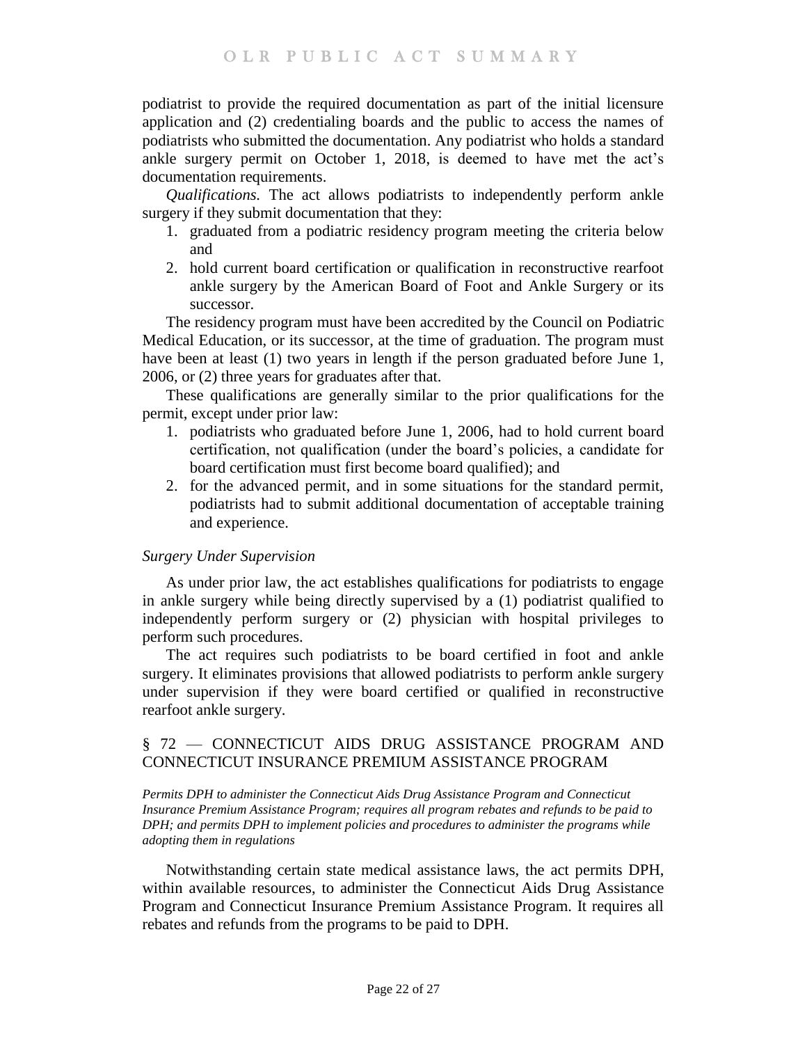podiatrist to provide the required documentation as part of the initial licensure application and (2) credentialing boards and the public to access the names of podiatrists who submitted the documentation. Any podiatrist who holds a standard ankle surgery permit on October 1, 2018, is deemed to have met the act's documentation requirements.

*Qualifications.* The act allows podiatrists to independently perform ankle surgery if they submit documentation that they:

1. graduated from a podiatric residency program meeting the criteria below and
2. hold current board certification or qualification in reconstructive rearfoot ankle surgery by the American Board of Foot and Ankle Surgery or its successor.

The residency program must have been accredited by the Council on Podiatric Medical Education, or its successor, at the time of graduation. The program must have been at least (1) two years in length if the person graduated before June 1, 2006, or (2) three years for graduates after that.

These qualifications are generally similar to the prior qualifications for the permit, except under prior law:

1. podiatrists who graduated before June 1, 2006, had to hold current board certification, not qualification (under the board's policies, a candidate for board certification must first become board qualified); and
2. for the advanced permit, and in some situations for the standard permit, podiatrists had to submit additional documentation of acceptable training and experience.

### *Surgery Under Supervision*

As under prior law, the act establishes qualifications for podiatrists to engage in ankle surgery while being directly supervised by a (1) podiatrist qualified to independently perform surgery or (2) physician with hospital privileges to perform such procedures.

The act requires such podiatrists to be board certified in foot and ankle surgery. It eliminates provisions that allowed podiatrists to perform ankle surgery under supervision if they were board certified or qualified in reconstructive rearfoot ankle surgery.

## § 72 — CONNECTICUT AIDS DRUG ASSISTANCE PROGRAM AND CONNECTICUT INSURANCE PREMIUM ASSISTANCE PROGRAM

*Permits DPH to administer the Connecticut Aids Drug Assistance Program and Connecticut Insurance Premium Assistance Program; requires all program rebates and refunds to be paid to DPH; and permits DPH to implement policies and procedures to administer the programs while adopting them in regulations*

Notwithstanding certain state medical assistance laws, the act permits DPH, within available resources, to administer the Connecticut Aids Drug Assistance Program and Connecticut Insurance Premium Assistance Program. It requires all rebates and refunds from the programs to be paid to DPH.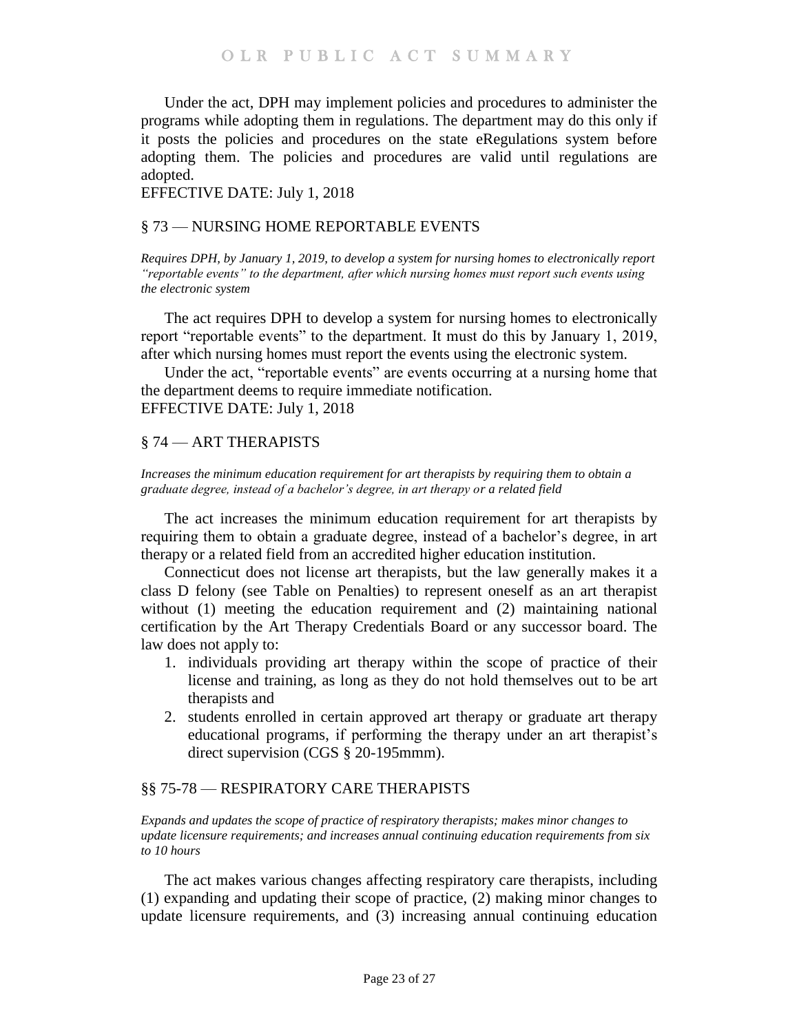Under the act, DPH may implement policies and procedures to administer the programs while adopting them in regulations. The department may do this only if it posts the policies and procedures on the state eRegulations system before adopting them. The policies and procedures are valid until regulations are adopted.

EFFECTIVE DATE: July 1, 2018

## § 73 — NURSING HOME REPORTABLE EVENTS

*Requires DPH, by January 1, 2019, to develop a system for nursing homes to electronically report "reportable events" to the department, after which nursing homes must report such events using the electronic system*

The act requires DPH to develop a system for nursing homes to electronically report "reportable events" to the department. It must do this by January 1, 2019, after which nursing homes must report the events using the electronic system.

Under the act, "reportable events" are events occurring at a nursing home that the department deems to require immediate notification.

EFFECTIVE DATE: July 1, 2018

## § 74 — ART THERAPISTS

*Increases the minimum education requirement for art therapists by requiring them to obtain a graduate degree, instead of a bachelor's degree, in art therapy or a related field*

The act increases the minimum education requirement for art therapists by requiring them to obtain a graduate degree, instead of a bachelor's degree, in art therapy or a related field from an accredited higher education institution.

Connecticut does not license art therapists, but the law generally makes it a class D felony (see Table on Penalties) to represent oneself as an art therapist without (1) meeting the education requirement and (2) maintaining national certification by the Art Therapy Credentials Board or any successor board. The law does not apply to:

1. individuals providing art therapy within the scope of practice of their license and training, as long as they do not hold themselves out to be art therapists and
2. students enrolled in certain approved art therapy or graduate art therapy educational programs, if performing the therapy under an art therapist's direct supervision (CGS § 20-195mmm).

## §§ 75-78 — RESPIRATORY CARE THERAPISTS

*Expands and updates the scope of practice of respiratory therapists; makes minor changes to update licensure requirements; and increases annual continuing education requirements from six to 10 hours*

The act makes various changes affecting respiratory care therapists, including (1) expanding and updating their scope of practice, (2) making minor changes to update licensure requirements, and (3) increasing annual continuing education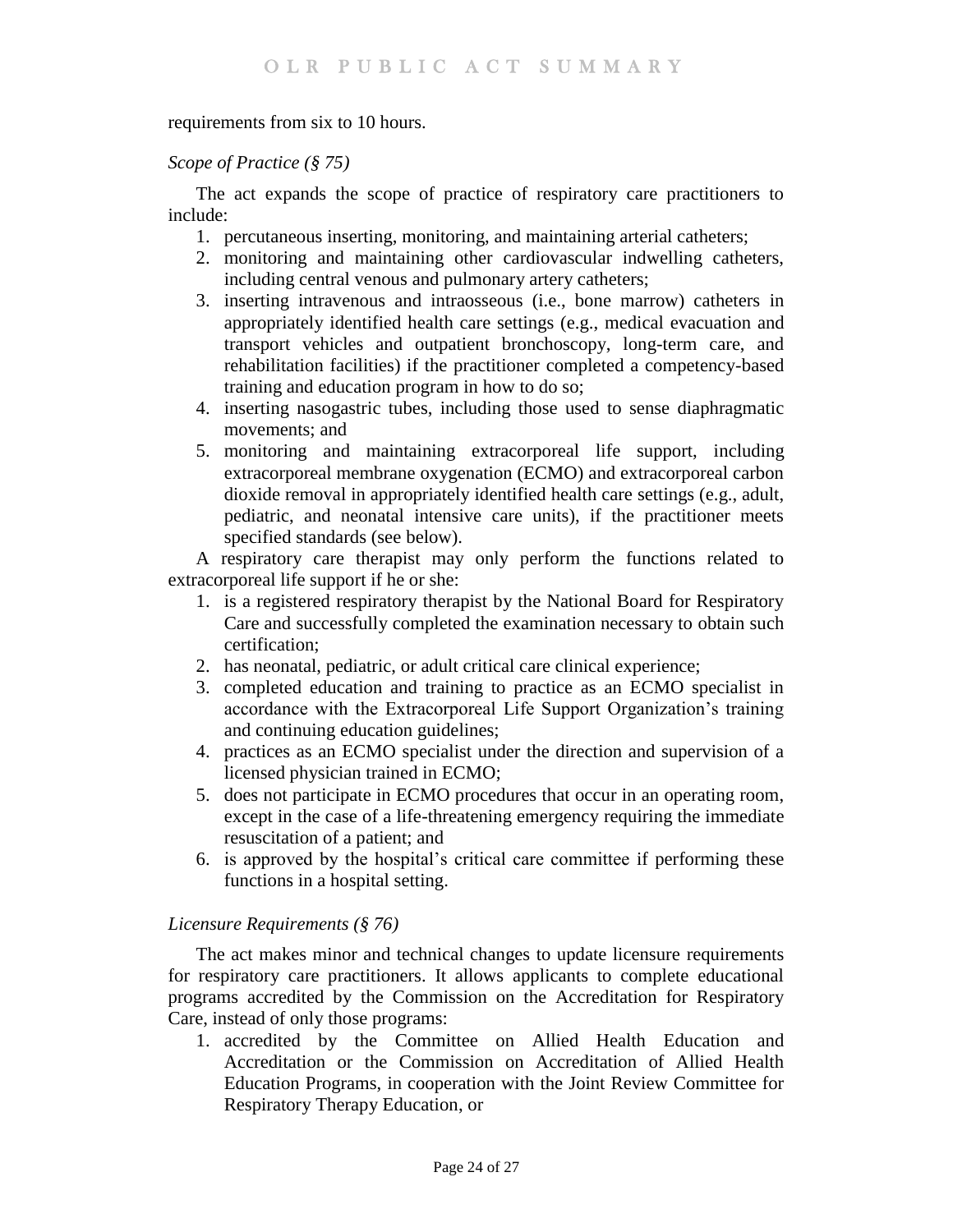requirements from six to 10 hours.

*Scope of Practice (§ 75)*

The act expands the scope of practice of respiratory care practitioners to include:

1. percutaneous inserting, monitoring, and maintaining arterial catheters;
2. monitoring and maintaining other cardiovascular indwelling catheters, including central venous and pulmonary artery catheters;
3. inserting intravenous and intraosseous (i.e., bone marrow) catheters in appropriately identified health care settings (e.g., medical evacuation and transport vehicles and outpatient bronchoscopy, long-term care, and rehabilitation facilities) if the practitioner completed a competency-based training and education program in how to do so;
4. inserting nasogastric tubes, including those used to sense diaphragmatic movements; and
5. monitoring and maintaining extracorporeal life support, including extracorporeal membrane oxygenation (ECMO) and extracorporeal carbon dioxide removal in appropriately identified health care settings (e.g., adult, pediatric, and neonatal intensive care units), if the practitioner meets specified standards (see below).

A respiratory care therapist may only perform the functions related to extracorporeal life support if he or she:

1. is a registered respiratory therapist by the National Board for Respiratory Care and successfully completed the examination necessary to obtain such certification;
2. has neonatal, pediatric, or adult critical care clinical experience;
3. completed education and training to practice as an ECMO specialist in accordance with the Extracorporeal Life Support Organization's training and continuing education guidelines;
4. practices as an ECMO specialist under the direction and supervision of a licensed physician trained in ECMO;
5. does not participate in ECMO procedures that occur in an operating room, except in the case of a life-threatening emergency requiring the immediate resuscitation of a patient; and
6. is approved by the hospital's critical care committee if performing these functions in a hospital setting.

*Licensure Requirements (§ 76)*

The act makes minor and technical changes to update licensure requirements for respiratory care practitioners. It allows applicants to complete educational programs accredited by the Commission on the Accreditation for Respiratory Care, instead of only those programs:

1. accredited by the Committee on Allied Health Education and Accreditation or the Commission on Accreditation of Allied Health Education Programs, in cooperation with the Joint Review Committee for Respiratory Therapy Education, or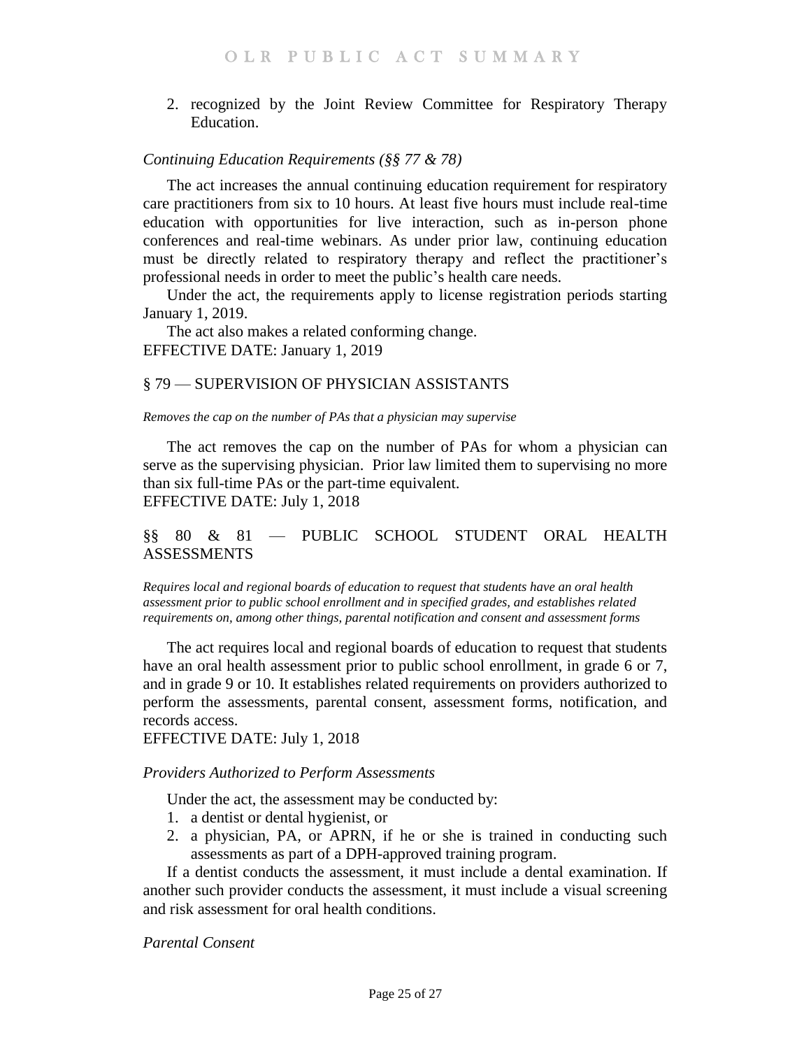2. recognized by the Joint Review Committee for Respiratory Therapy Education.

*Continuing Education Requirements (§§ 77 & 78)*

The act increases the annual continuing education requirement for respiratory care practitioners from six to 10 hours. At least five hours must include real-time education with opportunities for live interaction, such as in-person phone conferences and real-time webinars. As under prior law, continuing education must be directly related to respiratory therapy and reflect the practitioner's professional needs in order to meet the public's health care needs.

Under the act, the requirements apply to license registration periods starting January 1, 2019.

The act also makes a related conforming change.

EFFECTIVE DATE: January 1, 2019

## § 79 — SUPERVISION OF PHYSICIAN ASSISTANTS

*Removes the cap on the number of PAs that a physician may supervise*

The act removes the cap on the number of PAs for whom a physician can serve as the supervising physician. Prior law limited them to supervising no more than six full-time PAs or the part-time equivalent.

EFFECTIVE DATE: July 1, 2018

## §§ 80 & 81 — PUBLIC SCHOOL STUDENT ORAL HEALTH ASSESSMENTS

*Requires local and regional boards of education to request that students have an oral health assessment prior to public school enrollment and in specified grades, and establishes related requirements on, among other things, parental notification and consent and assessment forms*

The act requires local and regional boards of education to request that students have an oral health assessment prior to public school enrollment, in grade 6 or 7, and in grade 9 or 10. It establishes related requirements on providers authorized to perform the assessments, parental consent, assessment forms, notification, and records access.

EFFECTIVE DATE: July 1, 2018

*Providers Authorized to Perform Assessments*

Under the act, the assessment may be conducted by:

1. a dentist or dental hygienist, or
2. a physician, PA, or APRN, if he or she is trained in conducting such assessments as part of a DPH-approved training program.

If a dentist conducts the assessment, it must include a dental examination. If another such provider conducts the assessment, it must include a visual screening and risk assessment for oral health conditions.

*Parental Consent*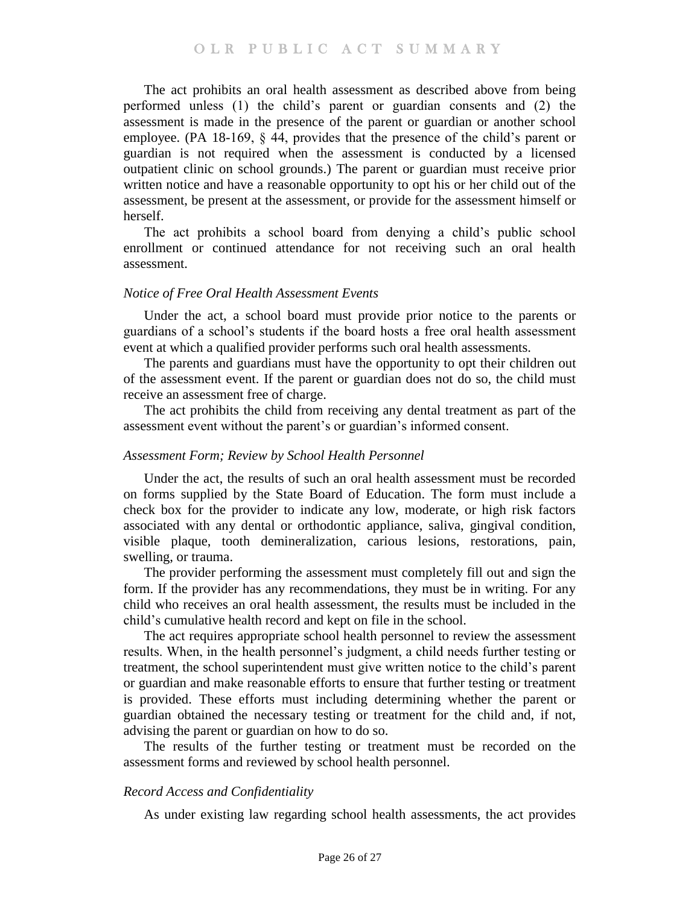The act prohibits an oral health assessment as described above from being performed unless (1) the child's parent or guardian consents and (2) the assessment is made in the presence of the parent or guardian or another school employee. (PA 18-169, § 44, provides that the presence of the child's parent or guardian is not required when the assessment is conducted by a licensed outpatient clinic on school grounds.) The parent or guardian must receive prior written notice and have a reasonable opportunity to opt his or her child out of the assessment, be present at the assessment, or provide for the assessment himself or herself.

The act prohibits a school board from denying a child's public school enrollment or continued attendance for not receiving such an oral health assessment.

*Notice of Free Oral Health Assessment Events*

Under the act, a school board must provide prior notice to the parents or guardians of a school's students if the board hosts a free oral health assessment event at which a qualified provider performs such oral health assessments.

The parents and guardians must have the opportunity to opt their children out of the assessment event. If the parent or guardian does not do so, the child must receive an assessment free of charge.

The act prohibits the child from receiving any dental treatment as part of the assessment event without the parent's or guardian's informed consent.

*Assessment Form; Review by School Health Personnel*

Under the act, the results of such an oral health assessment must be recorded on forms supplied by the State Board of Education. The form must include a check box for the provider to indicate any low, moderate, or high risk factors associated with any dental or orthodontic appliance, saliva, gingival condition, visible plaque, tooth demineralization, carious lesions, restorations, pain, swelling, or trauma.

The provider performing the assessment must completely fill out and sign the form. If the provider has any recommendations, they must be in writing. For any child who receives an oral health assessment, the results must be included in the child's cumulative health record and kept on file in the school.

The act requires appropriate school health personnel to review the assessment results. When, in the health personnel's judgment, a child needs further testing or treatment, the school superintendent must give written notice to the child's parent or guardian and make reasonable efforts to ensure that further testing or treatment is provided. These efforts must including determining whether the parent or guardian obtained the necessary testing or treatment for the child and, if not, advising the parent or guardian on how to do so.

The results of the further testing or treatment must be recorded on the assessment forms and reviewed by school health personnel.

*Record Access and Confidentiality*

As under existing law regarding school health assessments, the act provides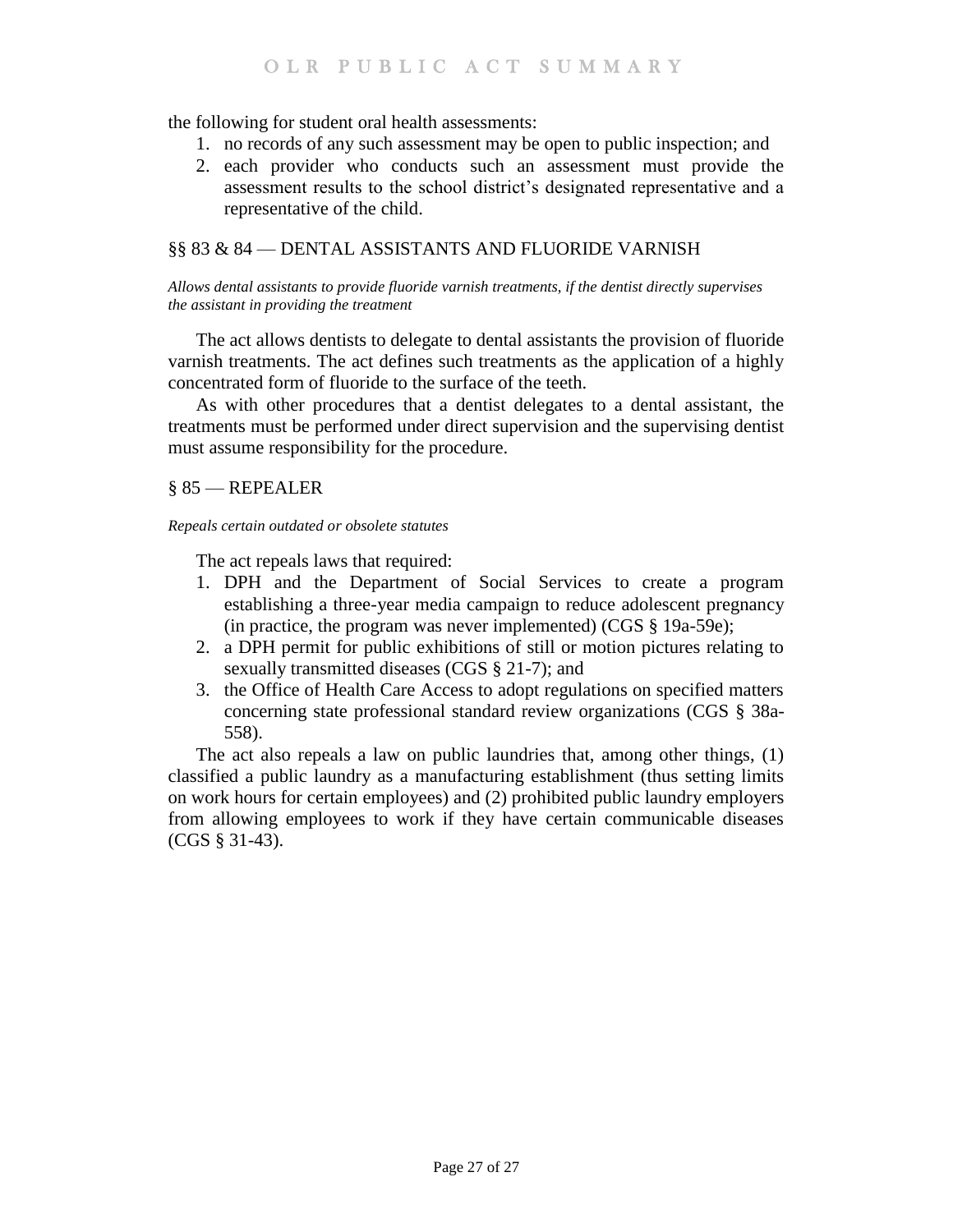the following for student oral health assessments:

1. no records of any such assessment may be open to public inspection; and
2. each provider who conducts such an assessment must provide the assessment results to the school district's designated representative and a representative of the child.

## §§ 83 & 84 — DENTAL ASSISTANTS AND FLUORIDE VARNISH

*Allows dental assistants to provide fluoride varnish treatments, if the dentist directly supervises the assistant in providing the treatment*

The act allows dentists to delegate to dental assistants the provision of fluoride varnish treatments. The act defines such treatments as the application of a highly concentrated form of fluoride to the surface of the teeth.

As with other procedures that a dentist delegates to a dental assistant, the treatments must be performed under direct supervision and the supervising dentist must assume responsibility for the procedure.

## § 85 — REPEALER

*Repeals certain outdated or obsolete statutes*

The act repeals laws that required:

1. DPH and the Department of Social Services to create a program establishing a three-year media campaign to reduce adolescent pregnancy (in practice, the program was never implemented) (CGS § 19a-59e);
2. a DPH permit for public exhibitions of still or motion pictures relating to sexually transmitted diseases (CGS § 21-7); and
3. the Office of Health Care Access to adopt regulations on specified matters concerning state professional standard review organizations (CGS § 38a-558).

The act also repeals a law on public laundries that, among other things, (1) classified a public laundry as a manufacturing establishment (thus setting limits on work hours for certain employees) and (2) prohibited public laundry employers from allowing employees to work if they have certain communicable diseases (CGS § 31-43).